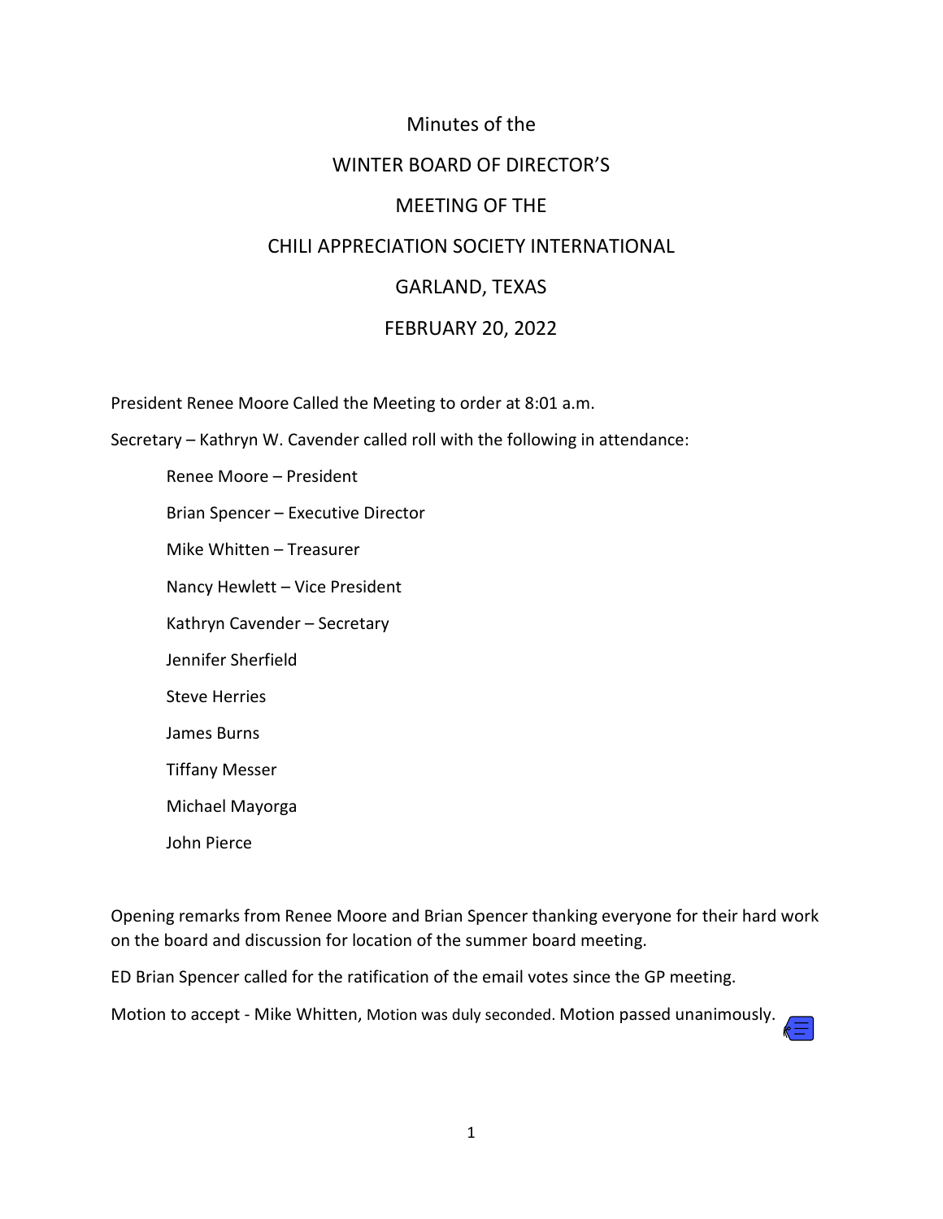# Minutes of the

# WINTER BOARD OF DIRECTOR'S

# MEETING OF THE

# CHILI APPRECIATION SOCIETY INTERNATIONAL

# GARLAND, TEXAS

# FEBRUARY 20, 2022

President Renee Moore Called the Meeting to order at 8:01 a.m.

Secretary – Kathryn W. Cavender called roll with the following in attendance:

- Renee Moore – President
- Brian Spencer – Executive Director
- Mike Whitten – Treasurer
- Nancy Hewlett – Vice President
- Kathryn Cavender – Secretary
- Jennifer Sherfield
- Steve Herries
- James Burns
- Tiffany Messer
- Michael Mayorga
- John Pierce

Opening remarks from Renee Moore and Brian Spencer thanking everyone for their hard work on the board and discussion for location of the summer board meeting.

ED Brian Spencer called for the ratification of the email votes since the GP meeting.

Motion to accept - Mike Whitten, Motion was duly seconded. Motion passed unanimously.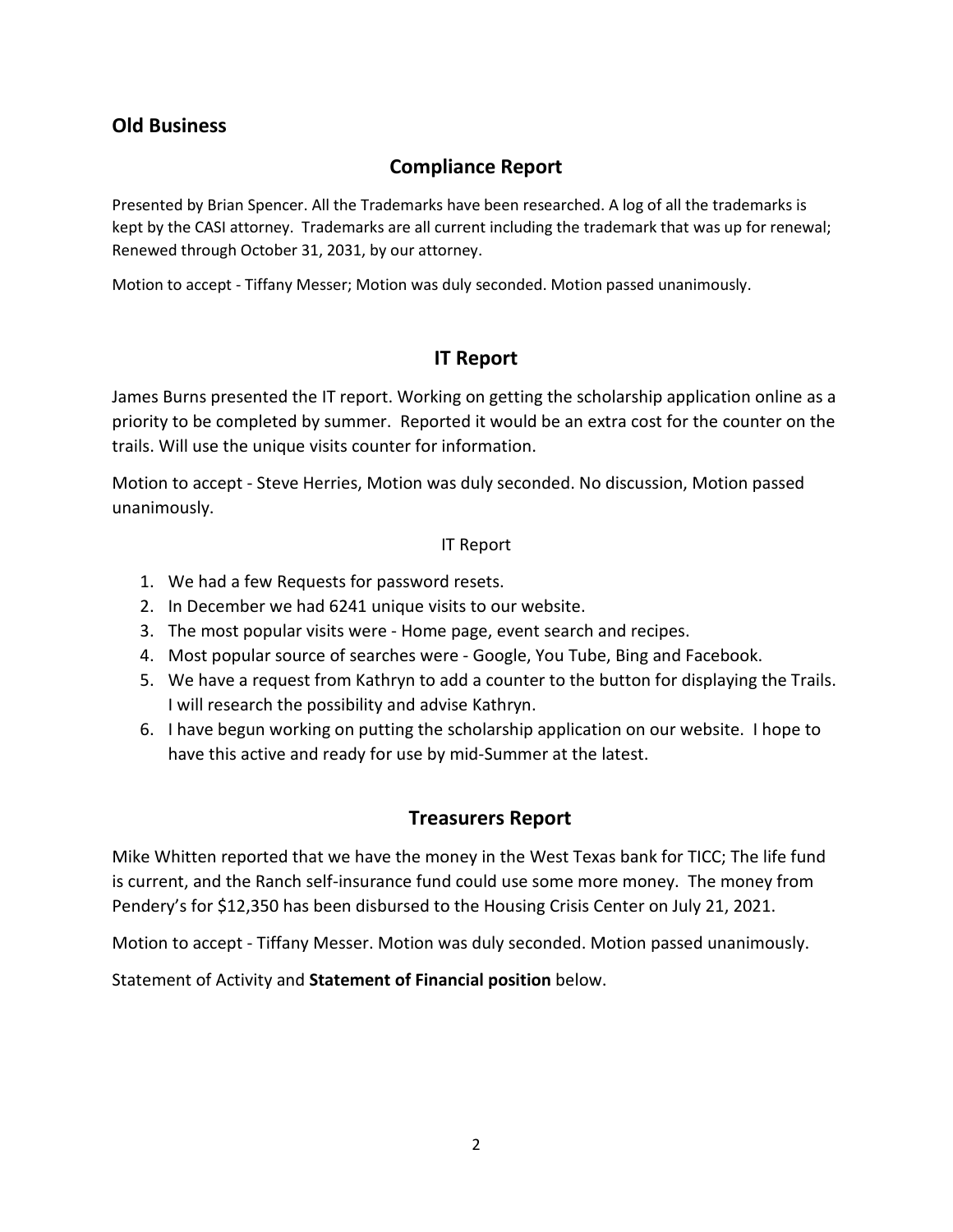## Old Business

### Compliance Report

Presented by Brian Spencer. All the Trademarks have been researched. A log of all the trademarks is kept by the CASI attorney. Trademarks are all current including the trademark that was up for renewal; Renewed through October 31, 2031, by our attorney.

Motion to accept - Tiffany Messer; Motion was duly seconded. Motion passed unanimously.

### IT Report

James Burns presented the IT report. Working on getting the scholarship application online as a priority to be completed by summer. Reported it would be an extra cost for the counter on the trails. Will use the unique visits counter for information.

Motion to accept - Steve Herries, Motion was duly seconded. No discussion, Motion passed unanimously.

IT Report

1. We had a few Requests for password resets.
2. In December we had 6241 unique visits to our website.
3. The most popular visits were - Home page, event search and recipes.
4. Most popular source of searches were - Google, You Tube, Bing and Facebook.
5. We have a request from Kathryn to add a counter to the button for displaying the Trails. I will research the possibility and advise Kathryn.
6. I have begun working on putting the scholarship application on our website. I hope to have this active and ready for use by mid-Summer at the latest.

### Treasurers Report

Mike Whitten reported that we have the money in the West Texas bank for TICC; The life fund is current, and the Ranch self-insurance fund could use some more money. The money from Pendery's for $12,350 has been disbursed to the Housing Crisis Center on July 21, 2021.

Motion to accept - Tiffany Messer. Motion was duly seconded. Motion passed unanimously.

Statement of Activity and **Statement of Financial position** below.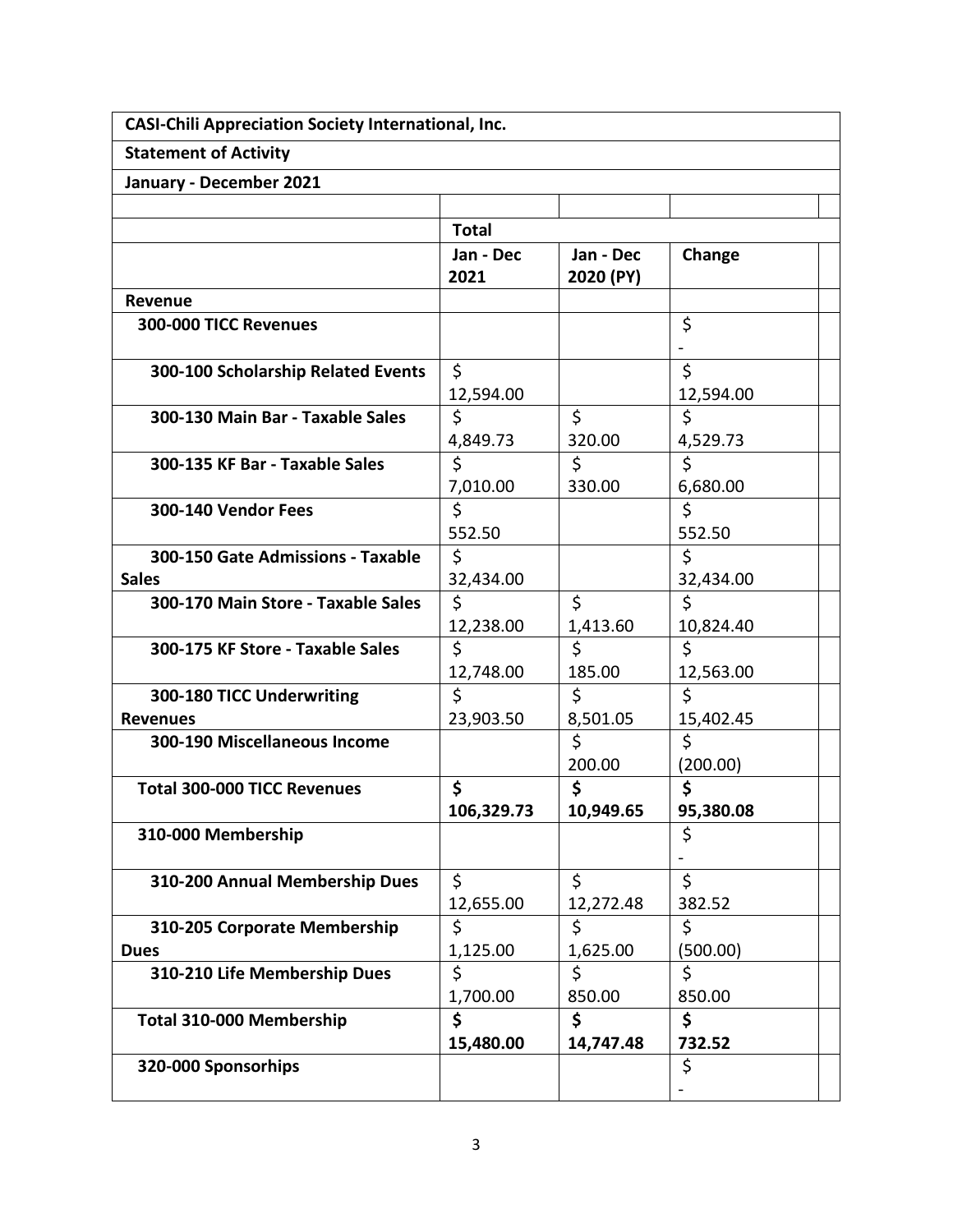| CASI-Chili Appreciation Society International, Inc. | | | | |
|---|---|---|---|---|
| **Statement of Activity** | | | | |
| **January - December 2021** | | | | |
| | | | | |
| | **Total** | | | |
| | **Jan - Dec 2021** | **Jan - Dec 2020 (PY)** | **Change** | |
| **Revenue** | | | | |
| **300-000 TICC Revenues** | | | $ - | |
| **300-100 Scholarship Related Events** | $ 12,594.00 | | $ 12,594.00 | |
| **300-130 Main Bar - Taxable Sales** | $ 4,849.73 | $ 320.00 | $ 4,529.73 | |
| **300-135 KF Bar - Taxable Sales** | $ 7,010.00 | $ 330.00 | $ 6,680.00 | |
| **300-140 Vendor Fees** | $ 552.50 | | $ 552.50 | |
| **300-150 Gate Admissions - Taxable Sales** | $ 32,434.00 | | $ 32,434.00 | |
| **300-170 Main Store - Taxable Sales** | $ 12,238.00 | $ 1,413.60 | $ 10,824.40 | |
| **300-175 KF Store - Taxable Sales** | $ 12,748.00 | $ 185.00 | $ 12,563.00 | |
| **300-180 TICC Underwriting Revenues** | $ 23,903.50 | $ 8,501.05 | $ 15,402.45 | |
| **300-190 Miscellaneous Income** | | $ 200.00 | $ (200.00) | |
| **Total 300-000 TICC Revenues** | **$ 106,329.73** | **$ 10,949.65** | **$ 95,380.08** | |
| **310-000 Membership** | | | $ - | |
| **310-200 Annual Membership Dues** | $ 12,655.00 | $ 12,272.48 | $ 382.52 | |
| **310-205 Corporate Membership Dues** | $ 1,125.00 | $ 1,625.00 | $ (500.00) | |
| **310-210 Life Membership Dues** | $ 1,700.00 | $ 850.00 | $ 850.00 | |
| **Total 310-000 Membership** | **$ 15,480.00** | **$ 14,747.48** | **$ 732.52** | |
| **320-000 Sponsorhips** | | | $ - | |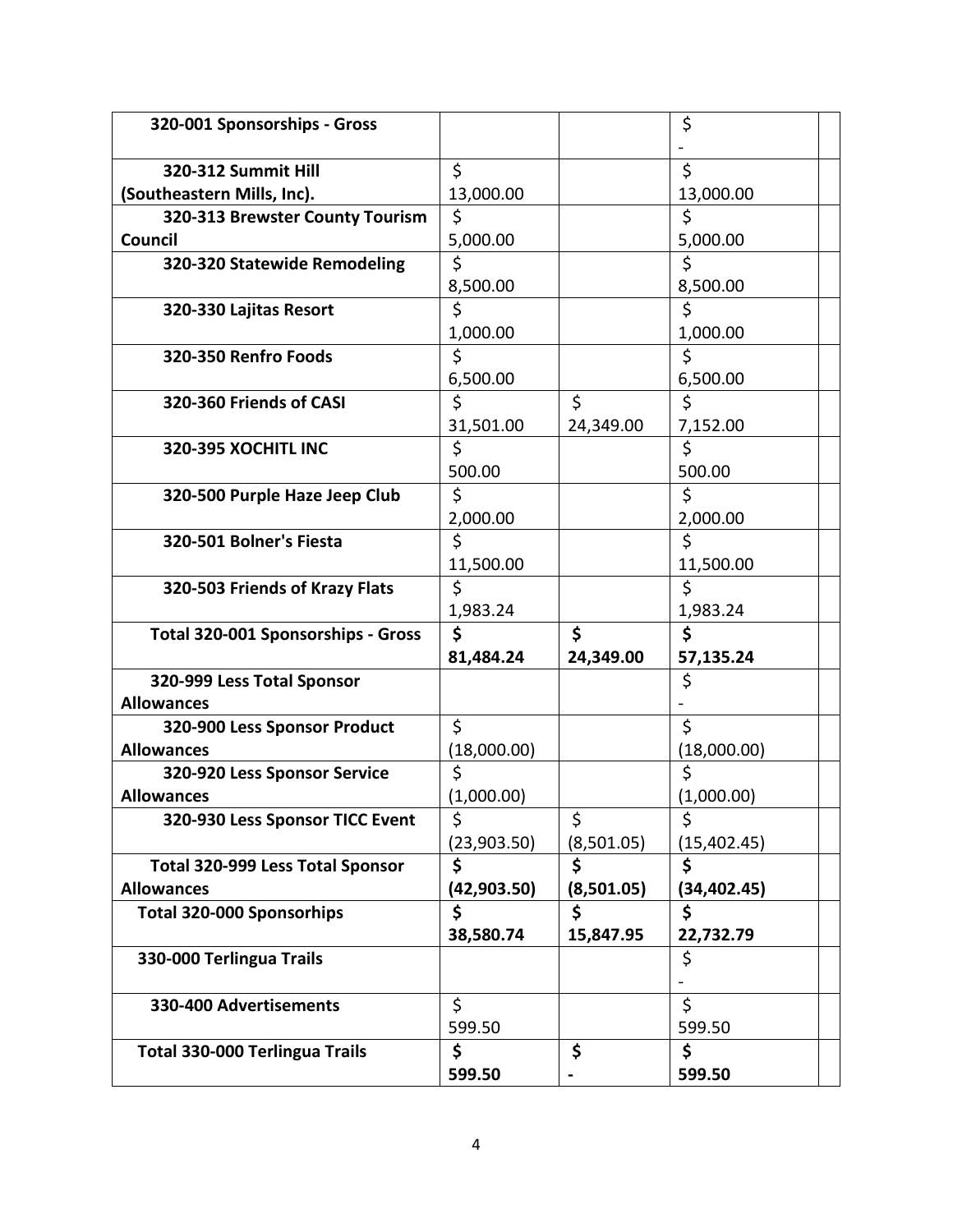| | | | | |
|---|---|---|---|---|
| **320-001 Sponsorships - Gross** | | | $ - | |
| **320-312 Summit Hill (Southeastern Mills, Inc).** | $ 13,000.00 | | $ 13,000.00 | |
| **320-313 Brewster County Tourism Council** | $ 5,000.00 | | $ 5,000.00 | |
| **320-320 Statewide Remodeling** | $ 8,500.00 | | $ 8,500.00 | |
| **320-330 Lajitas Resort** | $ 1,000.00 | | $ 1,000.00 | |
| **320-350 Renfro Foods** | $ 6,500.00 | | $ 6,500.00 | |
| **320-360 Friends of CASI** | $ 31,501.00 | $ 24,349.00 | $ 7,152.00 | |
| **320-395 XOCHITL INC** | $ 500.00 | | $ 500.00 | |
| **320-500 Purple Haze Jeep Club** | $ 2,000.00 | | $ 2,000.00 | |
| **320-501 Bolner's Fiesta** | $ 11,500.00 | | $ 11,500.00 | |
| **320-503 Friends of Krazy Flats** | $ 1,983.24 | | $ 1,983.24 | |
| **Total 320-001 Sponsorships - Gross** | **$ 81,484.24** | **$ 24,349.00** | **$ 57,135.24** | |
| **320-999 Less Total Sponsor Allowances** | | | $ - | |
| **320-900 Less Sponsor Product Allowances** | $ (18,000.00) | | $ (18,000.00) | |
| **320-920 Less Sponsor Service Allowances** | $ (1,000.00) | | $ (1,000.00) | |
| **320-930 Less Sponsor TICC Event** | $ (23,903.50) | $ (8,501.05) | $ (15,402.45) | |
| **Total 320-999 Less Total Sponsor Allowances** | **$ (42,903.50)** | **$ (8,501.05)** | **$ (34,402.45)** | |
| **Total 320-000 Sponsorhips** | **$ 38,580.74** | **$ 15,847.95** | **$ 22,732.79** | |
| **330-000 Terlingua Trails** | | | $ - | |
| **330-400 Advertisements** | $ 599.50 | | $ 599.50 | |
| **Total 330-000 Terlingua Trails** | **$ 599.50** | **$ -** | **$ 599.50** | |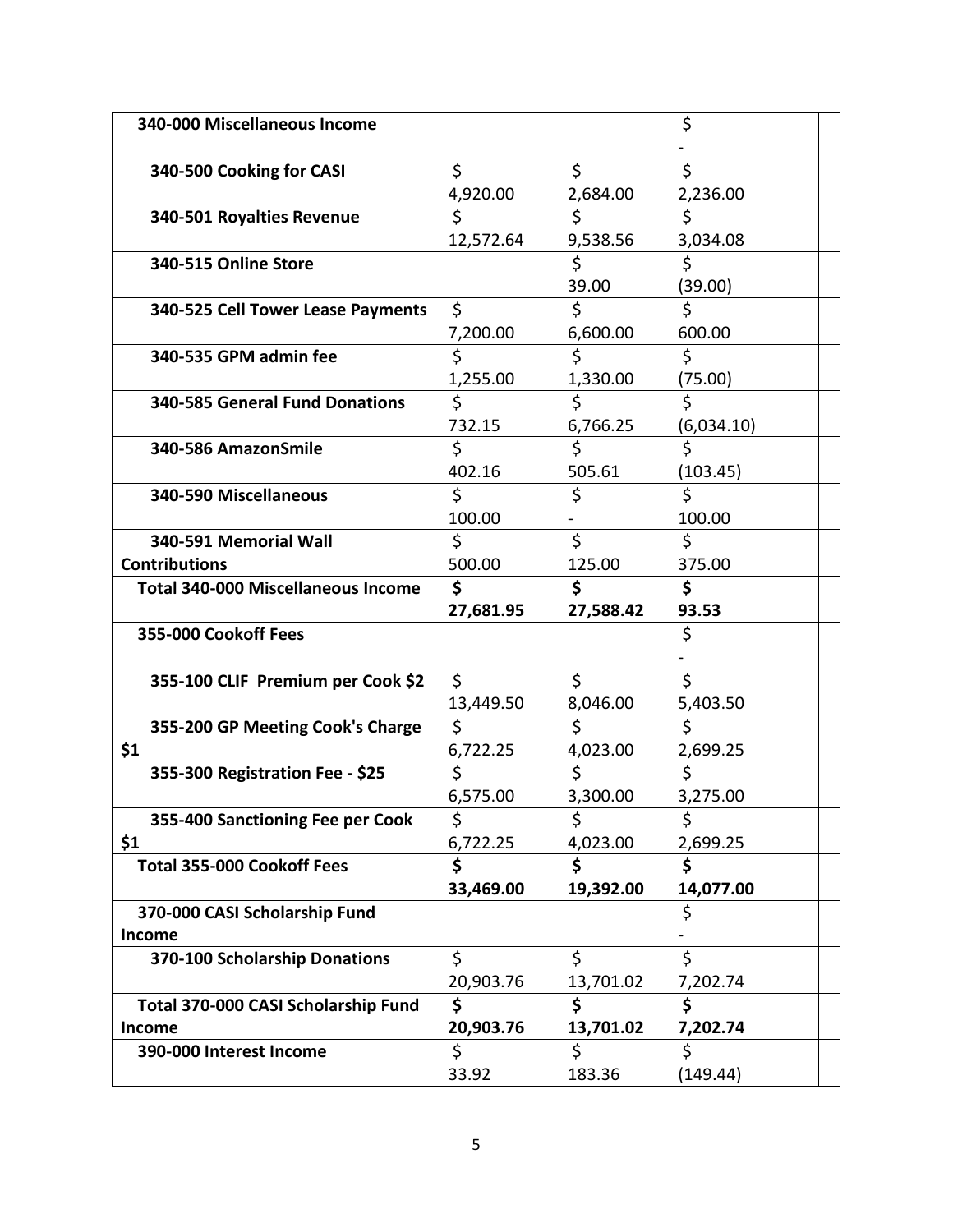| | | | | |
|---|---|---|---|---|
| **340-000 Miscellaneous Income** | | | $ - | |
| **340-500 Cooking for CASI** | $ 4,920.00 | $ 2,684.00 | $ 2,236.00 | |
| **340-501 Royalties Revenue** | $ 12,572.64 | $ 9,538.56 | $ 3,034.08 | |
| **340-515 Online Store** | | $ 39.00 | $ (39.00) | |
| **340-525 Cell Tower Lease Payments** | $ 7,200.00 | $ 6,600.00 | $ 600.00 | |
| **340-535 GPM admin fee** | $ 1,255.00 | $ 1,330.00 | $ (75.00) | |
| **340-585 General Fund Donations** | $ 732.15 | $ 6,766.25 | $ (6,034.10) | |
| **340-586 AmazonSmile** | $ 402.16 | $ 505.61 | $ (103.45) | |
| **340-590 Miscellaneous** | $ 100.00 | $ - | $ 100.00 | |
| **340-591 Memorial Wall Contributions** | $ 500.00 | $ 125.00 | $ 375.00 | |
| **Total 340-000 Miscellaneous Income** | **$ 27,681.95** | **$ 27,588.42** | **$ 93.53** | |
| **355-000 Cookoff Fees** | | | $ - | |
| **355-100 CLIF Premium per Cook $2** | $ 13,449.50 | $ 8,046.00 | $ 5,403.50 | |
| **355-200 GP Meeting Cook's Charge $1** | $ 6,722.25 | $ 4,023.00 | $ 2,699.25 | |
| **355-300 Registration Fee - $25** | $ 6,575.00 | $ 3,300.00 | $ 3,275.00 | |
| **355-400 Sanctioning Fee per Cook $1** | $ 6,722.25 | $ 4,023.00 | $ 2,699.25 | |
| **Total 355-000 Cookoff Fees** | **$ 33,469.00** | **$ 19,392.00** | **$ 14,077.00** | |
| **370-000 CASI Scholarship Fund Income** | | | $ - | |
| **370-100 Scholarship Donations** | $ 20,903.76 | $ 13,701.02 | $ 7,202.74 | |
| **Total 370-000 CASI Scholarship Fund Income** | **$ 20,903.76** | **$ 13,701.02** | **$ 7,202.74** | |
| **390-000 Interest Income** | $ 33.92 | $ 183.36 | $ (149.44) | |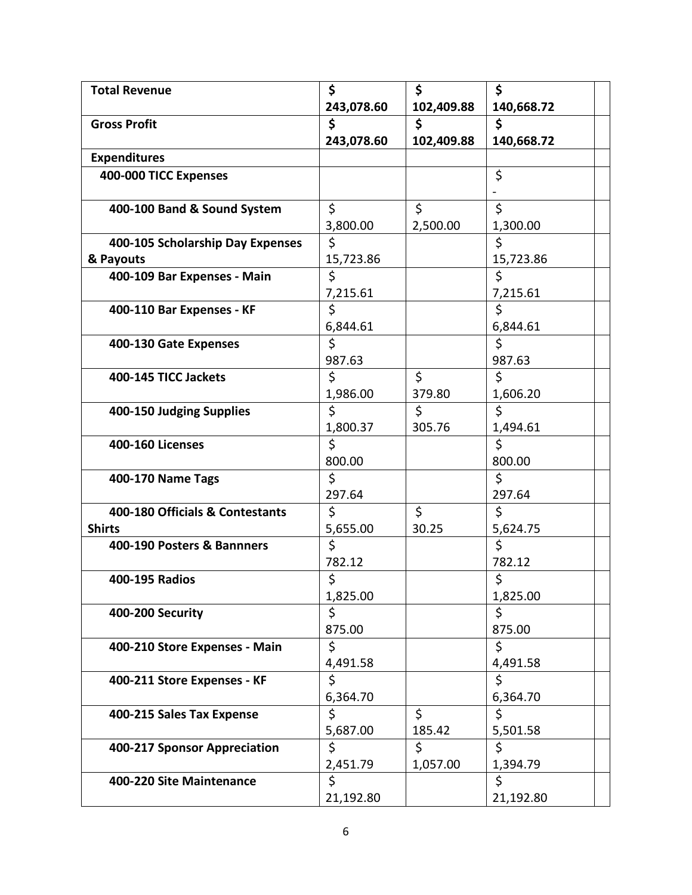| **Total Revenue** | **$ 243,078.60** | **$ 102,409.88** | **$ 140,668.72** | |
|---|---|---|---|---|
| **Gross Profit** | **$ 243,078.60** | **$ 102,409.88** | **$ 140,668.72** | |
| **Expenditures** | | | | |
| **400-000 TICC Expenses** | | | $ - | |
| **400-100 Band & Sound System** | $ 3,800.00 | $ 2,500.00 | $ 1,300.00 | |
| **400-105 Scholarship Day Expenses & Payouts** | $ 15,723.86 | | $ 15,723.86 | |
| **400-109 Bar Expenses - Main** | $ 7,215.61 | | $ 7,215.61 | |
| **400-110 Bar Expenses - KF** | $ 6,844.61 | | $ 6,844.61 | |
| **400-130 Gate Expenses** | $ 987.63 | | $ 987.63 | |
| **400-145 TICC Jackets** | $ 1,986.00 | $ 379.80 | $ 1,606.20 | |
| **400-150 Judging Supplies** | $ 1,800.37 | $ 305.76 | $ 1,494.61 | |
| **400-160 Licenses** | $ 800.00 | | $ 800.00 | |
| **400-170 Name Tags** | $ 297.64 | | $ 297.64 | |
| **400-180 Officials & Contestants Shirts** | $ 5,655.00 | $ 30.25 | $ 5,624.75 | |
| **400-190 Posters & Bannners** | $ 782.12 | | $ 782.12 | |
| **400-195 Radios** | $ 1,825.00 | | $ 1,825.00 | |
| **400-200 Security** | $ 875.00 | | $ 875.00 | |
| **400-210 Store Expenses - Main** | $ 4,491.58 | | $ 4,491.58 | |
| **400-211 Store Expenses - KF** | $ 6,364.70 | | $ 6,364.70 | |
| **400-215 Sales Tax Expense** | $ 5,687.00 | $ 185.42 | $ 5,501.58 | |
| **400-217 Sponsor Appreciation** | $ 2,451.79 | $ 1,057.00 | $ 1,394.79 | |
| **400-220 Site Maintenance** | $ 21,192.80 | | $ 21,192.80 | |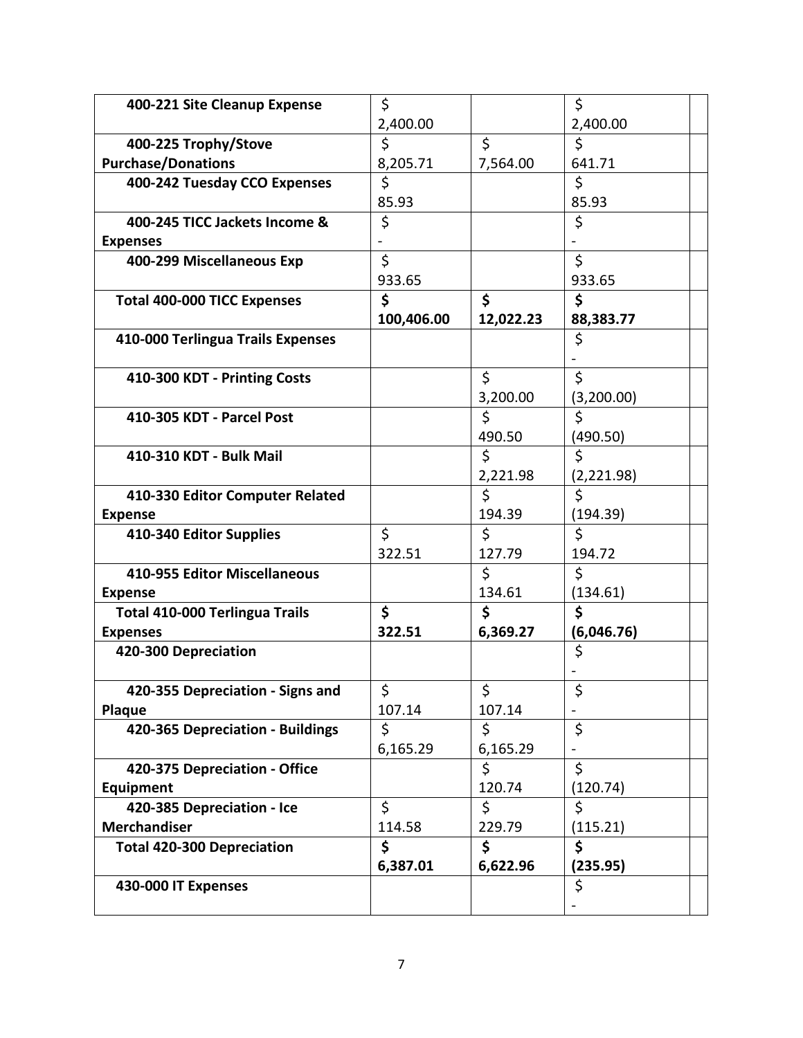| | | | | |
|---|---|---|---|---|
| **400-221 Site Cleanup Expense** | $ 2,400.00 | | $ 2,400.00 | |
| **400-225 Trophy/Stove Purchase/Donations** | $ 8,205.71 | $ 7,564.00 | $ 641.71 | |
| **400-242 Tuesday CCO Expenses** | $ 85.93 | | $ 85.93 | |
| **400-245 TICC Jackets Income & Expenses** | $ - | | $ - | |
| **400-299 Miscellaneous Exp** | $ 933.65 | | $ 933.65 | |
| **Total 400-000 TICC Expenses** | **$ 100,406.00** | **$ 12,022.23** | **$ 88,383.77** | |
| **410-000 Terlingua Trails Expenses** | | | $ - | |
| **410-300 KDT - Printing Costs** | | $ 3,200.00 | $ (3,200.00) | |
| **410-305 KDT - Parcel Post** | | $ 490.50 | $ (490.50) | |
| **410-310 KDT - Bulk Mail** | | $ 2,221.98 | $ (2,221.98) | |
| **410-330 Editor Computer Related Expense** | | $ 194.39 | $ (194.39) | |
| **410-340 Editor Supplies** | $ 322.51 | $ 127.79 | $ 194.72 | |
| **410-955 Editor Miscellaneous Expense** | | $ 134.61 | $ (134.61) | |
| **Total 410-000 Terlingua Trails Expenses** | **$ 322.51** | **$ 6,369.27** | **$ (6,046.76)** | |
| **420-300 Depreciation** | | | $ - | |
| **420-355 Depreciation - Signs and Plaque** | $ 107.14 | $ 107.14 | $ - | |
| **420-365 Depreciation - Buildings** | $ 6,165.29 | $ 6,165.29 | $ - | |
| **420-375 Depreciation - Office Equipment** | | $ 120.74 | $ (120.74) | |
| **420-385 Depreciation - Ice Merchandiser** | $ 114.58 | $ 229.79 | $ (115.21) | |
| **Total 420-300 Depreciation** | **$ 6,387.01** | **$ 6,622.96** | **$ (235.95)** | |
| **430-000 IT Expenses** | | | $ - | |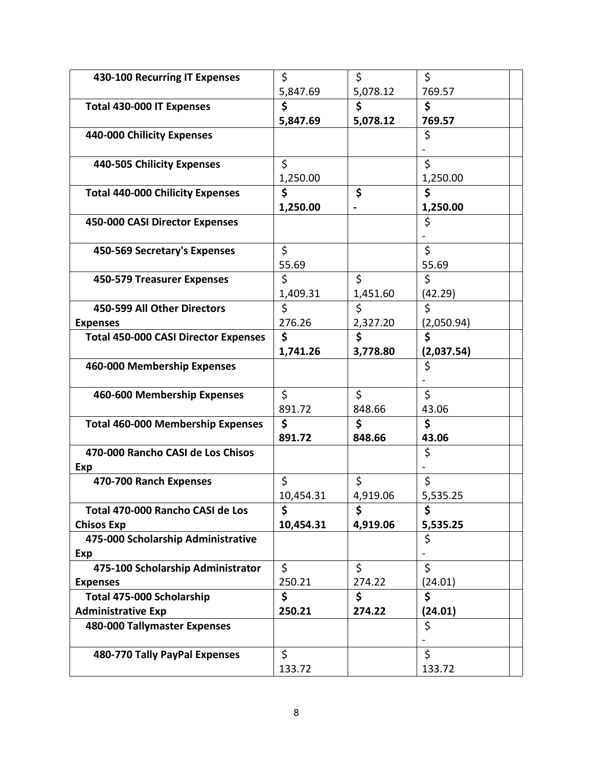| | | | | |
|---|---|---|---|---|
| 430-100 Recurring IT Expenses | $ 5,847.69 | $ 5,078.12 | $ 769.57 | |
| **Total 430-000 IT Expenses** | **$ 5,847.69** | **$ 5,078.12** | **$ 769.57** | |
| 440-000 Chilicity Expenses | | | $ - | |
| 440-505 Chilicity Expenses | $ 1,250.00 | | $ 1,250.00 | |
| **Total 440-000 Chilicity Expenses** | **$ 1,250.00** | **$ -** | **$ 1,250.00** | |
| 450-000 CASI Director Expenses | | | $ - | |
| 450-569 Secretary's Expenses | $ 55.69 | | $ 55.69 | |
| 450-579 Treasurer Expenses | $ 1,409.31 | $ 1,451.60 | $ (42.29) | |
| 450-599 All Other Directors Expenses | $ 276.26 | $ 2,327.20 | $ (2,050.94) | |
| **Total 450-000 CASI Director Expenses** | **$ 1,741.26** | **$ 3,778.80** | **$ (2,037.54)** | |
| 460-000 Membership Expenses | | | $ - | |
| 460-600 Membership Expenses | $ 891.72 | $ 848.66 | $ 43.06 | |
| **Total 460-000 Membership Expenses** | **$ 891.72** | **$ 848.66** | **$ 43.06** | |
| 470-000 Rancho CASI de Los Chisos Exp | | | $ - | |
| 470-700 Ranch Expenses | $ 10,454.31 | $ 4,919.06 | $ 5,535.25 | |
| **Total 470-000 Rancho CASI de Los Chisos Exp** | **$ 10,454.31** | **$ 4,919.06** | **$ 5,535.25** | |
| 475-000 Scholarship Administrative Exp | | | $ - | |
| 475-100 Scholarship Administrator Expenses | $ 250.21 | $ 274.22 | $ (24.01) | |
| **Total 475-000 Scholarship Administrative Exp** | **$ 250.21** | **$ 274.22** | **$ (24.01)** | |
| 480-000 Tallymaster Expenses | | | $ - | |
| 480-770 Tally PayPal Expenses | $ 133.72 | | $ 133.72 | |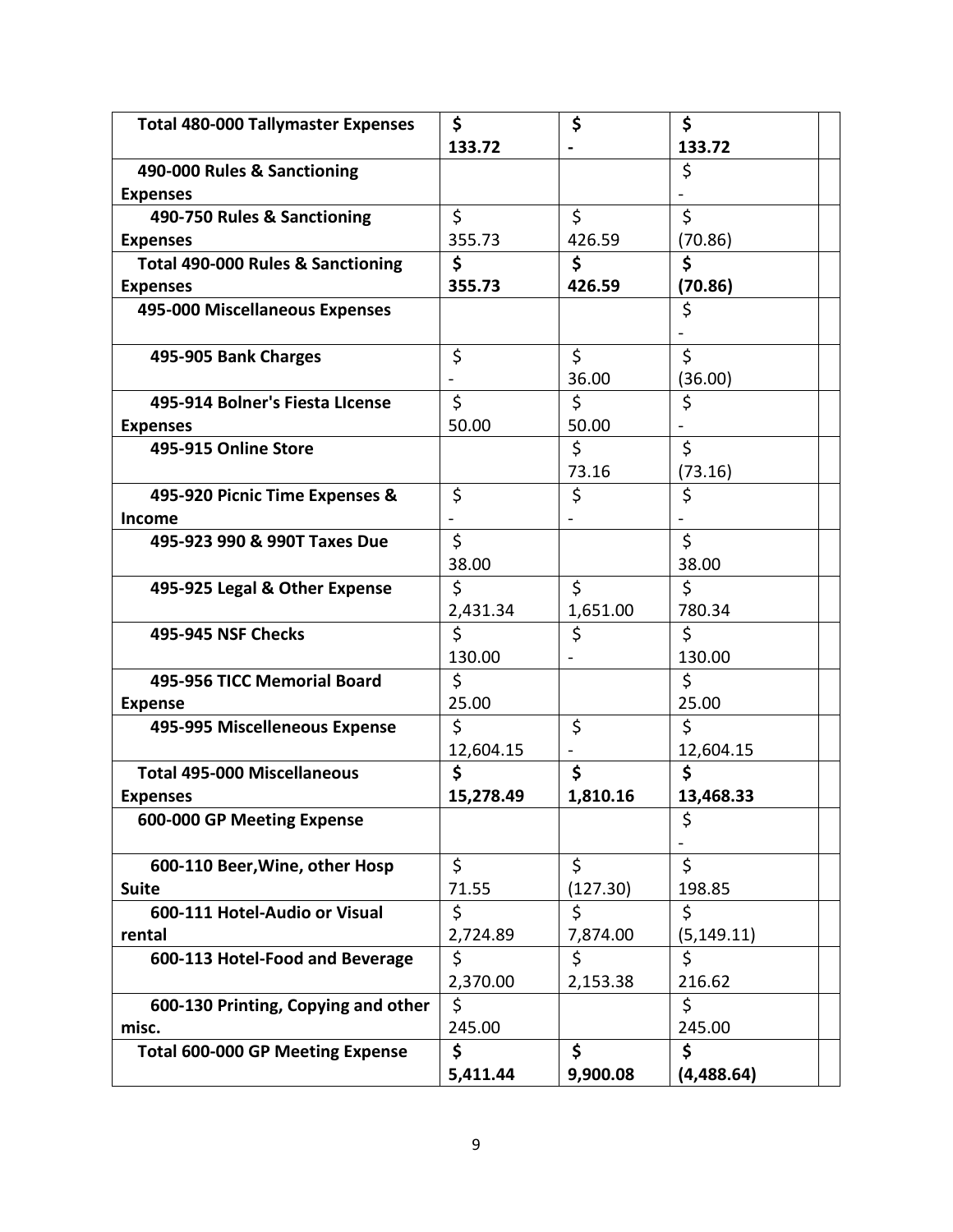| | | | | |
|---|---|---|---|---|
| **Total 480-000 Tallymaster Expenses** | **$ 133.72** | **$ -** | **$ 133.72** | |
| **490-000 Rules & Sanctioning Expenses** | | | $ - | |
| **490-750 Rules & Sanctioning Expenses** | $ 355.73 | $ 426.59 | $ (70.86) | |
| **Total 490-000 Rules & Sanctioning Expenses** | **$ 355.73** | **$ 426.59** | **$ (70.86)** | |
| **495-000 Miscellaneous Expenses** | | | $ - | |
| **495-905 Bank Charges** | $ - | $ 36.00 | $ (36.00) | |
| **495-914 Bolner's Fiesta LIcense Expenses** | $ 50.00 | $ 50.00 | $ - | |
| **495-915 Online Store** | | $ 73.16 | $ (73.16) | |
| **495-920 Picnic Time Expenses & Income** | $ - | $ - | $ - | |
| **495-923 990 & 990T Taxes Due** | $ 38.00 | | $ 38.00 | |
| **495-925 Legal & Other Expense** | $ 2,431.34 | $ 1,651.00 | $ 780.34 | |
| **495-945 NSF Checks** | $ 130.00 | $ - | $ 130.00 | |
| **495-956 TICC Memorial Board Expense** | $ 25.00 | | $ 25.00 | |
| **495-995 Miscelleneous Expense** | $ 12,604.15 | $ - | $ 12,604.15 | |
| **Total 495-000 Miscellaneous Expenses** | **$ 15,278.49** | **$ 1,810.16** | **$ 13,468.33** | |
| **600-000 GP Meeting Expense** | | | $ - | |
| **600-110 Beer,Wine, other Hosp Suite** | $ 71.55 | $ (127.30) | $ 198.85 | |
| **600-111 Hotel-Audio or Visual rental** | $ 2,724.89 | $ 7,874.00 | $ (5,149.11) | |
| **600-113 Hotel-Food and Beverage** | $ 2,370.00 | $ 2,153.38 | $ 216.62 | |
| **600-130 Printing, Copying and other misc.** | $ 245.00 | | $ 245.00 | |
| **Total 600-000 GP Meeting Expense** | **$ 5,411.44** | **$ 9,900.08** | **$ (4,488.64)** | |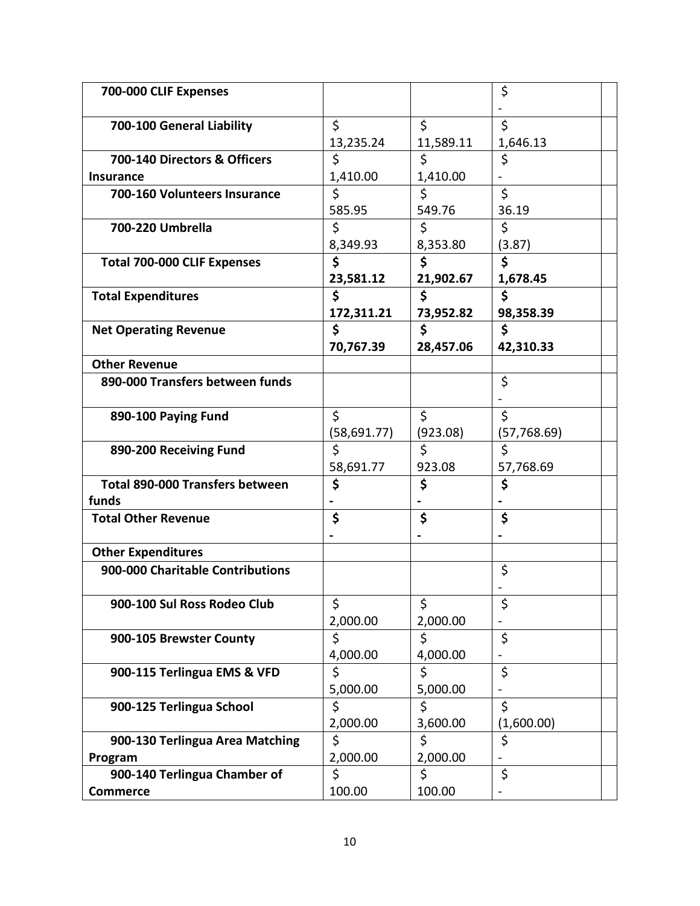| | | | | |
|---|---|---|---|---|
| **700-000 CLIF Expenses** | | | $ - | |
| **700-100 General Liability** | $ 13,235.24 | $ 11,589.11 | $ 1,646.13 | |
| **700-140 Directors & Officers Insurance** | $ 1,410.00 | $ 1,410.00 | $ - | |
| **700-160 Volunteers Insurance** | $ 585.95 | $ 549.76 | $ 36.19 | |
| **700-220 Umbrella** | $ 8,349.93 | $ 8,353.80 | $ (3.87) | |
| **Total 700-000 CLIF Expenses** | **$ 23,581.12** | **$ 21,902.67** | **$ 1,678.45** | |
| **Total Expenditures** | **$ 172,311.21** | **$ 73,952.82** | **$ 98,358.39** | |
| **Net Operating Revenue** | **$ 70,767.39** | **$ 28,457.06** | **$ 42,310.33** | |
| **Other Revenue** | | | | |
| **890-000 Transfers between funds** | | | $ - | |
| **890-100 Paying Fund** | $ (58,691.77) | $ (923.08) | $ (57,768.69) | |
| **890-200 Receiving Fund** | $ 58,691.77 | $ 923.08 | $ 57,768.69 | |
| **Total 890-000 Transfers between funds** | **$ -** | **$ -** | **$ -** | |
| **Total Other Revenue** | **$ -** | **$ -** | **$ -** | |
| **Other Expenditures** | | | | |
| **900-000 Charitable Contributions** | | | $ - | |
| **900-100 Sul Ross Rodeo Club** | $ 2,000.00 | $ 2,000.00 | $ - | |
| **900-105 Brewster County** | $ 4,000.00 | $ 4,000.00 | $ - | |
| **900-115 Terlingua EMS & VFD** | $ 5,000.00 | $ 5,000.00 | $ - | |
| **900-125 Terlingua School** | $ 2,000.00 | $ 3,600.00 | $ (1,600.00) | |
| **900-130 Terlingua Area Matching Program** | $ 2,000.00 | $ 2,000.00 | $ - | |
| **900-140 Terlingua Chamber of Commerce** | $ 100.00 | $ 100.00 | $ - | |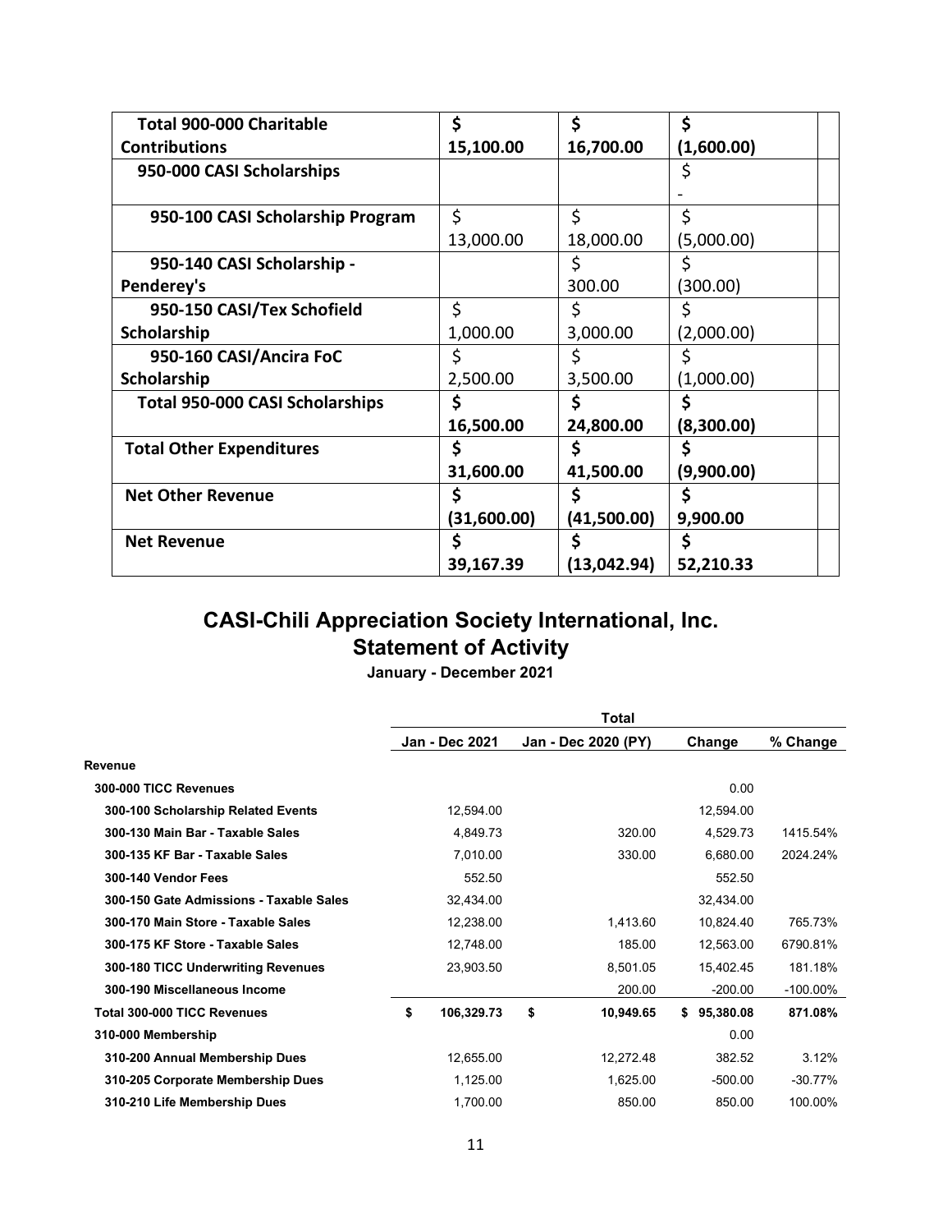| Total 900-000 Charitable Contributions | $ 15,100.00 | $ 16,700.00 | $ (1,600.00) | |
|---|---|---|---|---|
| 950-000 CASI Scholarships | | | $ - | |
| 950-100 CASI Scholarship Program | $ 13,000.00 | $ 18,000.00 | $ (5,000.00) | |
| 950-140 CASI Scholarship - Penderey's | | $ 300.00 | $ (300.00) | |
| 950-150 CASI/Tex Schofield Scholarship | $ 1,000.00 | $ 3,000.00 | $ (2,000.00) | |
| 950-160 CASI/Ancira FoC Scholarship | $ 2,500.00 | $ 3,500.00 | $ (1,000.00) | |
| **Total 950-000 CASI Scholarships** | **$ 16,500.00** | **$ 24,800.00** | **$ (8,300.00)** | |
| **Total Other Expenditures** | **$ 31,600.00** | **$ 41,500.00** | **$ (9,900.00)** | |
| **Net Other Revenue** | **$ (31,600.00)** | **$ (41,500.00)** | **$ 9,900.00** | |
| **Net Revenue** | **$ 39,167.39** | **$ (13,042.94)** | **$ 52,210.33** | |

# CASI-Chili Appreciation Society International, Inc.
## Statement of Activity

**January - December 2021**

| | Total | | | |
|---|---|---|---|---|
| | **Jan - Dec 2021** | **Jan - Dec 2020 (PY)** | **Change** | **% Change** |
| **Revenue** | | | | |
| **300-000 TICC Revenues** | | | 0.00 | |
| **300-100 Scholarship Related Events** | 12,594.00 | | 12,594.00 | |
| **300-130 Main Bar - Taxable Sales** | 4,849.73 | 320.00 | 4,529.73 | 1415.54% |
| **300-135 KF Bar - Taxable Sales** | 7,010.00 | 330.00 | 6,680.00 | 2024.24% |
| **300-140 Vendor Fees** | 552.50 | | 552.50 | |
| **300-150 Gate Admissions - Taxable Sales** | 32,434.00 | | 32,434.00 | |
| **300-170 Main Store - Taxable Sales** | 12,238.00 | 1,413.60 | 10,824.40 | 765.73% |
| **300-175 KF Store - Taxable Sales** | 12,748.00 | 185.00 | 12,563.00 | 6790.81% |
| **300-180 TICC Underwriting Revenues** | 23,903.50 | 8,501.05 | 15,402.45 | 181.18% |
| **300-190 Miscellaneous Income** | | 200.00 | -200.00 | -100.00% |
| **Total 300-000 TICC Revenues** | **$ 106,329.73** | **$ 10,949.65** | **$ 95,380.08** | **871.08%** |
| **310-000 Membership** | | | 0.00 | |
| **310-200 Annual Membership Dues** | 12,655.00 | 12,272.48 | 382.52 | 3.12% |
| **310-205 Corporate Membership Dues** | 1,125.00 | 1,625.00 | -500.00 | -30.77% |
| **310-210 Life Membership Dues** | 1,700.00 | 850.00 | 850.00 | 100.00% |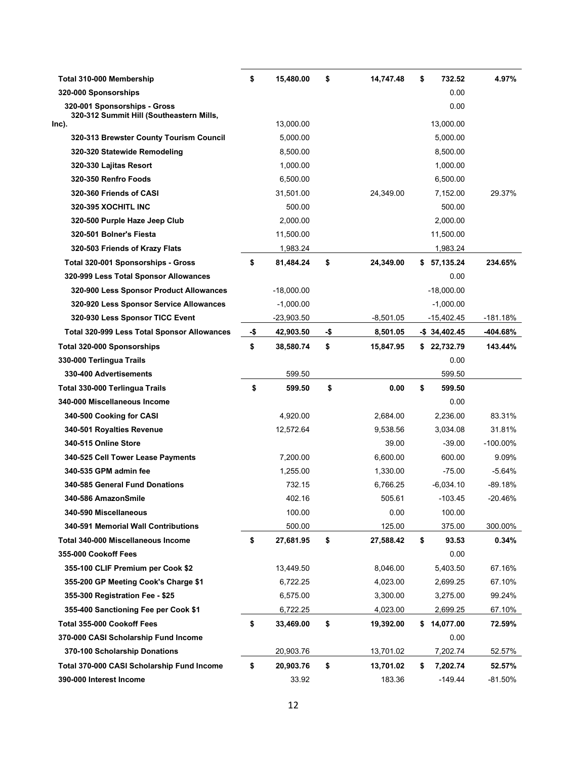| | | | | |
|---|---|---|---|---|
| **Total 310-000 Membership** | **$ 15,480.00** | **$ 14,747.48** | **$ 732.52** | **4.97%** |
| **320-000 Sponsorships** | | | 0.00 | |
| **320-001 Sponsorships - Gross** | | | 0.00 | |
| **320-312 Summit Hill (Southeastern Mills, Inc).** | 13,000.00 | | 13,000.00 | |
| **320-313 Brewster County Tourism Council** | 5,000.00 | | 5,000.00 | |
| **320-320 Statewide Remodeling** | 8,500.00 | | 8,500.00 | |
| **320-330 Lajitas Resort** | 1,000.00 | | 1,000.00 | |
| **320-350 Renfro Foods** | 6,500.00 | | 6,500.00 | |
| **320-360 Friends of CASI** | 31,501.00 | 24,349.00 | 7,152.00 | 29.37% |
| **320-395 XOCHITL INC** | 500.00 | | 500.00 | |
| **320-500 Purple Haze Jeep Club** | 2,000.00 | | 2,000.00 | |
| **320-501 Bolner's Fiesta** | 11,500.00 | | 11,500.00 | |
| **320-503 Friends of Krazy Flats** | 1,983.24 | | 1,983.24 | |
| **Total 320-001 Sponsorships - Gross** | **$ 81,484.24** | **$ 24,349.00** | **$ 57,135.24** | **234.65%** |
| **320-999 Less Total Sponsor Allowances** | | | 0.00 | |
| **320-900 Less Sponsor Product Allowances** | -18,000.00 | | -18,000.00 | |
| **320-920 Less Sponsor Service Allowances** | -1,000.00 | | -1,000.00 | |
| **320-930 Less Sponsor TICC Event** | -23,903.50 | -8,501.05 | -15,402.45 | -181.18% |
| **Total 320-999 Less Total Sponsor Allowances** | **-$ 42,903.50** | **-$ 8,501.05** | **-$ 34,402.45** | **-404.68%** |
| **Total 320-000 Sponsorships** | **$ 38,580.74** | **$ 15,847.95** | **$ 22,732.79** | **143.44%** |
| **330-000 Terlingua Trails** | | | 0.00 | |
| **330-400 Advertisements** | 599.50 | | 599.50 | |
| **Total 330-000 Terlingua Trails** | **$ 599.50** | **$ 0.00** | **$ 599.50** | |
| **340-000 Miscellaneous Income** | | | 0.00 | |
| **340-500 Cooking for CASI** | 4,920.00 | 2,684.00 | 2,236.00 | 83.31% |
| **340-501 Royalties Revenue** | 12,572.64 | 9,538.56 | 3,034.08 | 31.81% |
| **340-515 Online Store** | | 39.00 | -39.00 | -100.00% |
| **340-525 Cell Tower Lease Payments** | 7,200.00 | 6,600.00 | 600.00 | 9.09% |
| **340-535 GPM admin fee** | 1,255.00 | 1,330.00 | -75.00 | -5.64% |
| **340-585 General Fund Donations** | 732.15 | 6,766.25 | -6,034.10 | -89.18% |
| **340-586 AmazonSmile** | 402.16 | 505.61 | -103.45 | -20.46% |
| **340-590 Miscellaneous** | 100.00 | 0.00 | 100.00 | |
| **340-591 Memorial Wall Contributions** | 500.00 | 125.00 | 375.00 | 300.00% |
| **Total 340-000 Miscellaneous Income** | **$ 27,681.95** | **$ 27,588.42** | **$ 93.53** | **0.34%** |
| **355-000 Cookoff Fees** | | | 0.00 | |
| **355-100 CLIF Premium per Cook $2** | 13,449.50 | 8,046.00 | 5,403.50 | 67.16% |
| **355-200 GP Meeting Cook's Charge $1** | 6,722.25 | 4,023.00 | 2,699.25 | 67.10% |
| **355-300 Registration Fee - $25** | 6,575.00 | 3,300.00 | 3,275.00 | 99.24% |
| **355-400 Sanctioning Fee per Cook $1** | 6,722.25 | 4,023.00 | 2,699.25 | 67.10% |
| **Total 355-000 Cookoff Fees** | **$ 33,469.00** | **$ 19,392.00** | **$ 14,077.00** | **72.59%** |
| **370-000 CASI Scholarship Fund Income** | | | 0.00 | |
| **370-100 Scholarship Donations** | 20,903.76 | 13,701.02 | 7,202.74 | 52.57% |
| **Total 370-000 CASI Scholarship Fund Income** | **$ 20,903.76** | **$ 13,701.02** | **$ 7,202.74** | **52.57%** |
| **390-000 Interest Income** | 33.92 | 183.36 | -149.44 | -81.50% |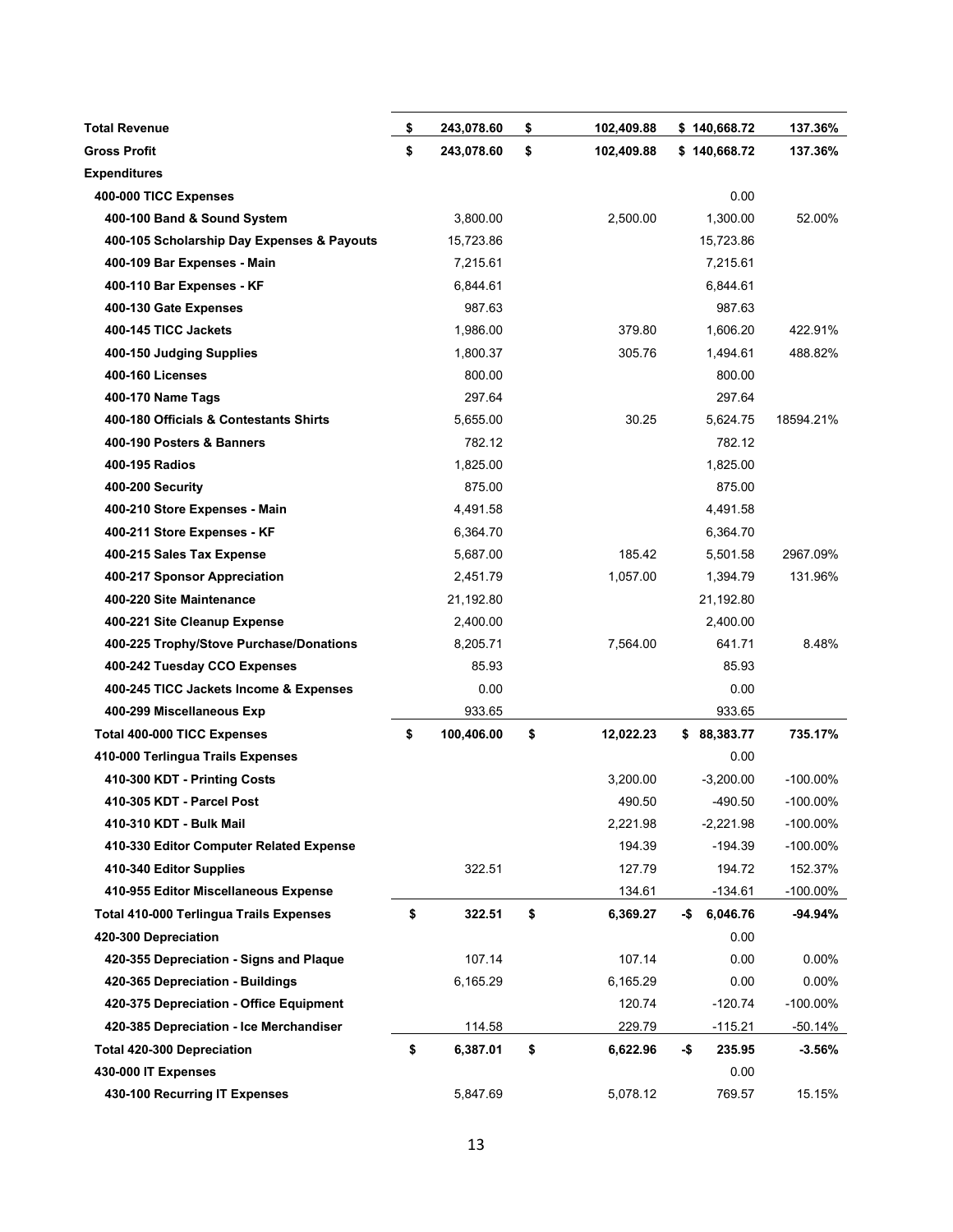| | | | | |
|---|---|---|---|---|
| **Total Revenue** | **$ 243,078.60** | **$ 102,409.88** | **$ 140,668.72** | **137.36%** |
| **Gross Profit** | **$ 243,078.60** | **$ 102,409.88** | **$ 140,668.72** | **137.36%** |
| **Expenditures** | | | | |
| **400-000 TICC Expenses** | | | 0.00 | |
| **400-100 Band & Sound System** | 3,800.00 | 2,500.00 | 1,300.00 | 52.00% |
| **400-105 Scholarship Day Expenses & Payouts** | 15,723.86 | | 15,723.86 | |
| **400-109 Bar Expenses - Main** | 7,215.61 | | 7,215.61 | |
| **400-110 Bar Expenses - KF** | 6,844.61 | | 6,844.61 | |
| **400-130 Gate Expenses** | 987.63 | | 987.63 | |
| **400-145 TICC Jackets** | 1,986.00 | 379.80 | 1,606.20 | 422.91% |
| **400-150 Judging Supplies** | 1,800.37 | 305.76 | 1,494.61 | 488.82% |
| **400-160 Licenses** | 800.00 | | 800.00 | |
| **400-170 Name Tags** | 297.64 | | 297.64 | |
| **400-180 Officials & Contestants Shirts** | 5,655.00 | 30.25 | 5,624.75 | 18594.21% |
| **400-190 Posters & Banners** | 782.12 | | 782.12 | |
| **400-195 Radios** | 1,825.00 | | 1,825.00 | |
| **400-200 Security** | 875.00 | | 875.00 | |
| **400-210 Store Expenses - Main** | 4,491.58 | | 4,491.58 | |
| **400-211 Store Expenses - KF** | 6,364.70 | | 6,364.70 | |
| **400-215 Sales Tax Expense** | 5,687.00 | 185.42 | 5,501.58 | 2967.09% |
| **400-217 Sponsor Appreciation** | 2,451.79 | 1,057.00 | 1,394.79 | 131.96% |
| **400-220 Site Maintenance** | 21,192.80 | | 21,192.80 | |
| **400-221 Site Cleanup Expense** | 2,400.00 | | 2,400.00 | |
| **400-225 Trophy/Stove Purchase/Donations** | 8,205.71 | 7,564.00 | 641.71 | 8.48% |
| **400-242 Tuesday CCO Expenses** | 85.93 | | 85.93 | |
| **400-245 TICC Jackets Income & Expenses** | 0.00 | | 0.00 | |
| **400-299 Miscellaneous Exp** | 933.65 | | 933.65 | |
| **Total 400-000 TICC Expenses** | **$ 100,406.00** | **$ 12,022.23** | **$ 88,383.77** | **735.17%** |
| **410-000 Terlingua Trails Expenses** | | | 0.00 | |
| **410-300 KDT - Printing Costs** | | 3,200.00 | -3,200.00 | -100.00% |
| **410-305 KDT - Parcel Post** | | 490.50 | -490.50 | -100.00% |
| **410-310 KDT - Bulk Mail** | | 2,221.98 | -2,221.98 | -100.00% |
| **410-330 Editor Computer Related Expense** | | 194.39 | -194.39 | -100.00% |
| **410-340 Editor Supplies** | 322.51 | 127.79 | 194.72 | 152.37% |
| **410-955 Editor Miscellaneous Expense** | | 134.61 | -134.61 | -100.00% |
| **Total 410-000 Terlingua Trails Expenses** | **$ 322.51** | **$ 6,369.27** | **-$ 6,046.76** | **-94.94%** |
| **420-300 Depreciation** | | | 0.00 | |
| **420-355 Depreciation - Signs and Plaque** | 107.14 | 107.14 | 0.00 | 0.00% |
| **420-365 Depreciation - Buildings** | 6,165.29 | 6,165.29 | 0.00 | 0.00% |
| **420-375 Depreciation - Office Equipment** | | 120.74 | -120.74 | -100.00% |
| **420-385 Depreciation - Ice Merchandiser** | 114.58 | 229.79 | -115.21 | -50.14% |
| **Total 420-300 Depreciation** | **$ 6,387.01** | **$ 6,622.96** | **-$ 235.95** | **-3.56%** |
| **430-000 IT Expenses** | | | 0.00 | |
| **430-100 Recurring IT Expenses** | 5,847.69 | 5,078.12 | 769.57 | 15.15% |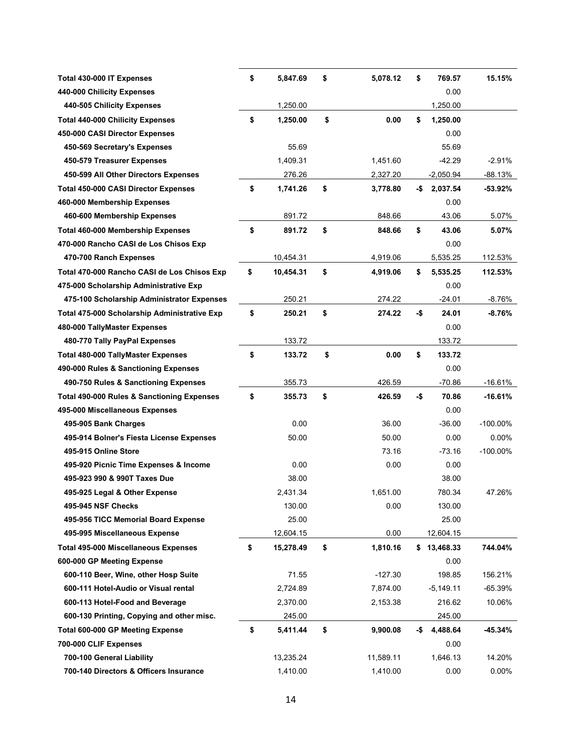| | | | | |
|---|---|---|---|---|
| **Total 430-000 IT Expenses** | **$ 5,847.69** | **$ 5,078.12** | **$ 769.57** | **15.15%** |
| **440-000 Chilicity Expenses** | | | 0.00 | |
| **440-505 Chilicity Expenses** | 1,250.00 | | 1,250.00 | |
| **Total 440-000 Chilicity Expenses** | **$ 1,250.00** | **$ 0.00** | **$ 1,250.00** | |
| **450-000 CASI Director Expenses** | | | 0.00 | |
| **450-569 Secretary's Expenses** | 55.69 | | 55.69 | |
| **450-579 Treasurer Expenses** | 1,409.31 | 1,451.60 | -42.29 | -2.91% |
| **450-599 All Other Directors Expenses** | 276.26 | 2,327.20 | -2,050.94 | -88.13% |
| **Total 450-000 CASI Director Expenses** | **$ 1,741.26** | **$ 3,778.80** | **-$ 2,037.54** | **-53.92%** |
| **460-000 Membership Expenses** | | | 0.00 | |
| **460-600 Membership Expenses** | 891.72 | 848.66 | 43.06 | 5.07% |
| **Total 460-000 Membership Expenses** | **$ 891.72** | **$ 848.66** | **$ 43.06** | **5.07%** |
| **470-000 Rancho CASI de Los Chisos Exp** | | | 0.00 | |
| **470-700 Ranch Expenses** | 10,454.31 | 4,919.06 | 5,535.25 | 112.53% |
| **Total 470-000 Rancho CASI de Los Chisos Exp** | **$ 10,454.31** | **$ 4,919.06** | **$ 5,535.25** | **112.53%** |
| **475-000 Scholarship Administrative Exp** | | | 0.00 | |
| **475-100 Scholarship Administrator Expenses** | 250.21 | 274.22 | -24.01 | -8.76% |
| **Total 475-000 Scholarship Administrative Exp** | **$ 250.21** | **$ 274.22** | **-$ 24.01** | **-8.76%** |
| **480-000 TallyMaster Expenses** | | | 0.00 | |
| **480-770 Tally PayPal Expenses** | 133.72 | | 133.72 | |
| **Total 480-000 TallyMaster Expenses** | **$ 133.72** | **$ 0.00** | **$ 133.72** | |
| **490-000 Rules & Sanctioning Expenses** | | | 0.00 | |
| **490-750 Rules & Sanctioning Expenses** | 355.73 | 426.59 | -70.86 | -16.61% |
| **Total 490-000 Rules & Sanctioning Expenses** | **$ 355.73** | **$ 426.59** | **-$ 70.86** | **-16.61%** |
| **495-000 Miscellaneous Expenses** | | | 0.00 | |
| **495-905 Bank Charges** | 0.00 | 36.00 | -36.00 | -100.00% |
| **495-914 Bolner's Fiesta License Expenses** | 50.00 | 50.00 | 0.00 | 0.00% |
| **495-915 Online Store** | | 73.16 | -73.16 | -100.00% |
| **495-920 Picnic Time Expenses & Income** | 0.00 | 0.00 | 0.00 | |
| **495-923 990 & 990T Taxes Due** | 38.00 | | 38.00 | |
| **495-925 Legal & Other Expense** | 2,431.34 | 1,651.00 | 780.34 | 47.26% |
| **495-945 NSF Checks** | 130.00 | 0.00 | 130.00 | |
| **495-956 TICC Memorial Board Expense** | 25.00 | | 25.00 | |
| **495-995 Miscellaneous Expense** | 12,604.15 | 0.00 | 12,604.15 | |
| **Total 495-000 Miscellaneous Expenses** | **$ 15,278.49** | **$ 1,810.16** | **$ 13,468.33** | **744.04%** |
| **600-000 GP Meeting Expense** | | | 0.00 | |
| **600-110 Beer, Wine, other Hosp Suite** | 71.55 | -127.30 | 198.85 | 156.21% |
| **600-111 Hotel-Audio or Visual rental** | 2,724.89 | 7,874.00 | -5,149.11 | -65.39% |
| **600-113 Hotel-Food and Beverage** | 2,370.00 | 2,153.38 | 216.62 | 10.06% |
| **600-130 Printing, Copying and other misc.** | 245.00 | | 245.00 | |
| **Total 600-000 GP Meeting Expense** | **$ 5,411.44** | **$ 9,900.08** | **-$ 4,488.64** | **-45.34%** |
| **700-000 CLIF Expenses** | | | 0.00 | |
| **700-100 General Liability** | 13,235.24 | 11,589.11 | 1,646.13 | 14.20% |
| **700-140 Directors & Officers Insurance** | 1,410.00 | 1,410.00 | 0.00 | 0.00% |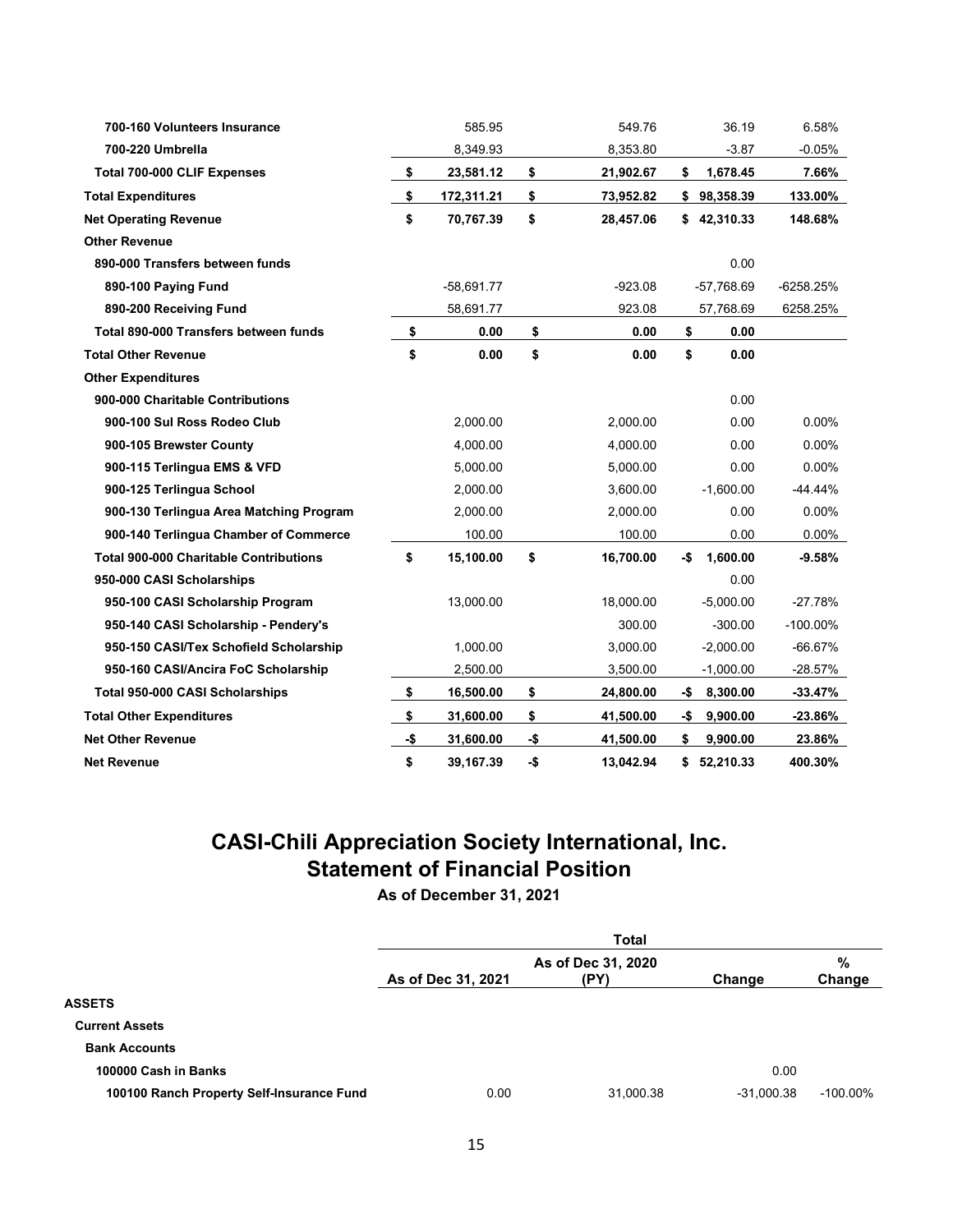| | | | | |
|---|---|---|---|---|
| **700-160 Volunteers Insurance** | 585.95 | 549.76 | 36.19 | 6.58% |
| **700-220 Umbrella** | 8,349.93 | 8,353.80 | -3.87 | -0.05% |
| **Total 700-000 CLIF Expenses** | **$ 23,581.12** | **$ 21,902.67** | **$ 1,678.45** | **7.66%** |
| **Total Expenditures** | **$ 172,311.21** | **$ 73,952.82** | **$ 98,358.39** | **133.00%** |
| **Net Operating Revenue** | **$ 70,767.39** | **$ 28,457.06** | **$ 42,310.33** | **148.68%** |
| **Other Revenue** | | | | |
| **890-000 Transfers between funds** | | | 0.00 | |
| **890-100 Paying Fund** | -58,691.77 | -923.08 | -57,768.69 | -6258.25% |
| **890-200 Receiving Fund** | 58,691.77 | 923.08 | 57,768.69 | 6258.25% |
| **Total 890-000 Transfers between funds** | **$ 0.00** | **$ 0.00** | **$ 0.00** | |
| **Total Other Revenue** | **$ 0.00** | **$ 0.00** | **$ 0.00** | |
| **Other Expenditures** | | | | |
| **900-000 Charitable Contributions** | | | 0.00 | |
| **900-100 Sul Ross Rodeo Club** | 2,000.00 | 2,000.00 | 0.00 | 0.00% |
| **900-105 Brewster County** | 4,000.00 | 4,000.00 | 0.00 | 0.00% |
| **900-115 Terlingua EMS & VFD** | 5,000.00 | 5,000.00 | 0.00 | 0.00% |
| **900-125 Terlingua School** | 2,000.00 | 3,600.00 | -1,600.00 | -44.44% |
| **900-130 Terlingua Area Matching Program** | 2,000.00 | 2,000.00 | 0.00 | 0.00% |
| **900-140 Terlingua Chamber of Commerce** | 100.00 | 100.00 | 0.00 | 0.00% |
| **Total 900-000 Charitable Contributions** | **$ 15,100.00** | **$ 16,700.00** | **-$ 1,600.00** | **-9.58%** |
| **950-000 CASI Scholarships** | | | 0.00 | |
| **950-100 CASI Scholarship Program** | 13,000.00 | 18,000.00 | -5,000.00 | -27.78% |
| **950-140 CASI Scholarship - Pendery's** | | 300.00 | -300.00 | -100.00% |
| **950-150 CASI/Tex Schofield Scholarship** | 1,000.00 | 3,000.00 | -2,000.00 | -66.67% |
| **950-160 CASI/Ancira FoC Scholarship** | 2,500.00 | 3,500.00 | -1,000.00 | -28.57% |
| **Total 950-000 CASI Scholarships** | **$ 16,500.00** | **$ 24,800.00** | **-$ 8,300.00** | **-33.47%** |
| **Total Other Expenditures** | **$ 31,600.00** | **$ 41,500.00** | **-$ 9,900.00** | **-23.86%** |
| **Net Other Revenue** | **-$ 31,600.00** | **-$ 41,500.00** | **$ 9,900.00** | **23.86%** |
| **Net Revenue** | **$ 39,167.39** | **-$ 13,042.94** | **$ 52,210.33** | **400.30%** |

# CASI-Chili Appreciation Society International, Inc.
# Statement of Financial Position

**As of December 31, 2021**

| | Total | | | |
|---|---|---|---|---|
| | **As of Dec 31, 2021** | **As of Dec 31, 2020 (PY)** | **Change** | **% Change** |
| **ASSETS** | | | | |
| **Current Assets** | | | | |
| **Bank Accounts** | | | | |
| **100000 Cash in Banks** | | | 0.00 | |
| **100100 Ranch Property Self-Insurance Fund** | 0.00 | 31,000.38 | -31,000.38 | -100.00% |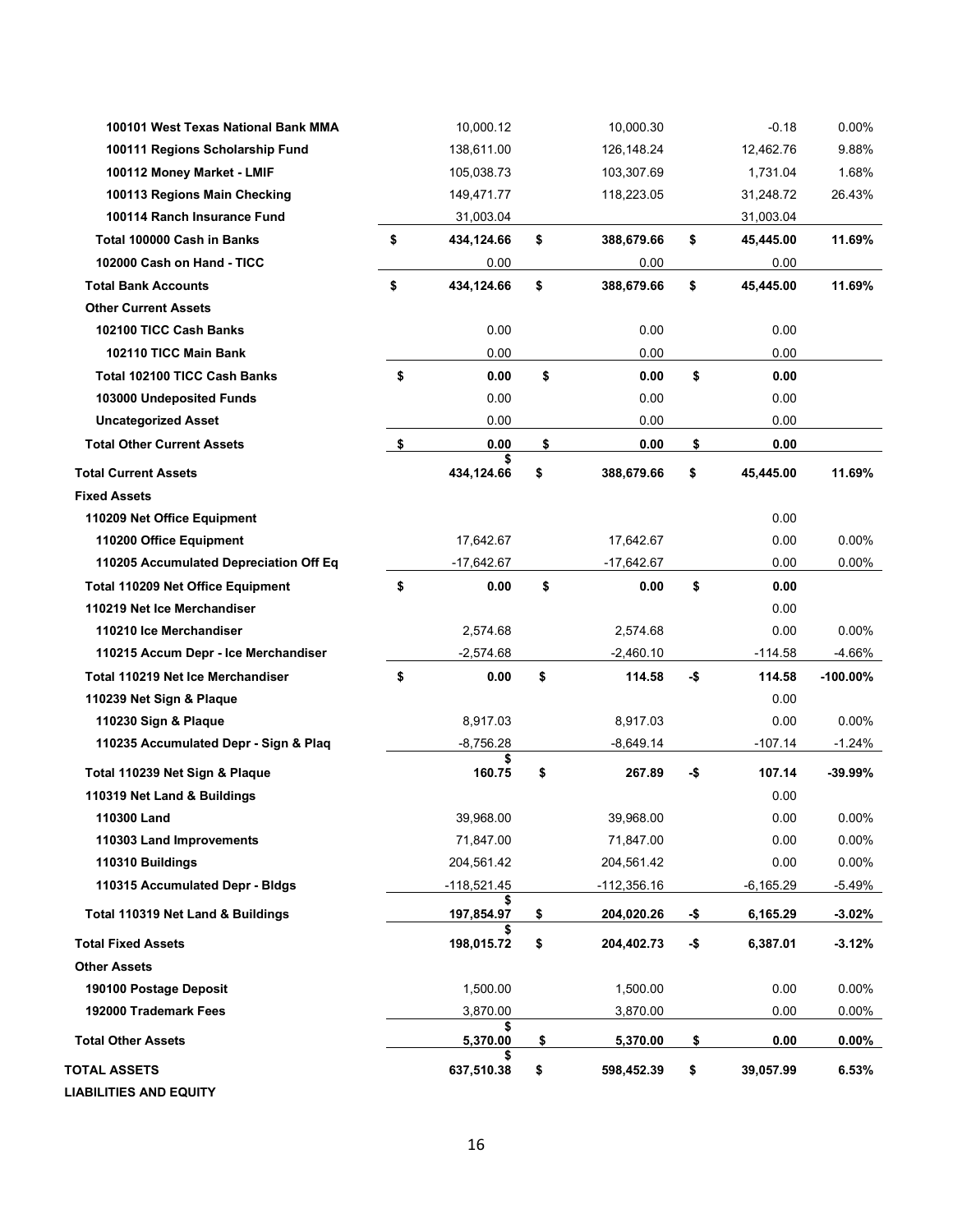| | | | | |
|---|---|---|---|---|
| **100101 West Texas National Bank MMA** | 10,000.12 | 10,000.30 | -0.18 | 0.00% |
| **100111 Regions Scholarship Fund** | 138,611.00 | 126,148.24 | 12,462.76 | 9.88% |
| **100112 Money Market - LMIF** | 105,038.73 | 103,307.69 | 1,731.04 | 1.68% |
| **100113 Regions Main Checking** | 149,471.77 | 118,223.05 | 31,248.72 | 26.43% |
| **100114 Ranch Insurance Fund** | 31,003.04 | | 31,003.04 | |
| **Total 100000 Cash in Banks** | **$ 434,124.66** | **$ 388,679.66** | **$ 45,445.00** | **11.69%** |
| **102000 Cash on Hand - TICC** | 0.00 | 0.00 | 0.00 | |
| **Total Bank Accounts** | **$ 434,124.66** | **$ 388,679.66** | **$ 45,445.00** | **11.69%** |
| **Other Current Assets** | | | | |
| **102100 TICC Cash Banks** | 0.00 | 0.00 | 0.00 | |
| **102110 TICC Main Bank** | 0.00 | 0.00 | 0.00 | |
| **Total 102100 TICC Cash Banks** | **$ 0.00** | **$ 0.00** | **$ 0.00** | |
| **103000 Undeposited Funds** | 0.00 | 0.00 | 0.00 | |
| **Uncategorized Asset** | 0.00 | 0.00 | 0.00 | |
| **Total Other Current Assets** | **$ 0.00** | **$ 0.00** | **$ 0.00** | |
| **Total Current Assets** | **$ 434,124.66** | **$ 388,679.66** | **$ 45,445.00** | **11.69%** |
| **Fixed Assets** | | | | |
| **110209 Net Office Equipment** | | | 0.00 | |
| **110200 Office Equipment** | 17,642.67 | 17,642.67 | 0.00 | 0.00% |
| **110205 Accumulated Depreciation Off Eq** | -17,642.67 | -17,642.67 | 0.00 | 0.00% |
| **Total 110209 Net Office Equipment** | **$ 0.00** | **$ 0.00** | **$ 0.00** | |
| **110219 Net Ice Merchandiser** | | | 0.00 | |
| **110210 Ice Merchandiser** | 2,574.68 | 2,574.68 | 0.00 | 0.00% |
| **110215 Accum Depr - Ice Merchandiser** | -2,574.68 | -2,460.10 | -114.58 | -4.66% |
| **Total 110219 Net Ice Merchandiser** | **$ 0.00** | **$ 114.58** | **-$ 114.58** | **-100.00%** |
| **110239 Net Sign & Plaque** | | | 0.00 | |
| **110230 Sign & Plaque** | 8,917.03 | 8,917.03 | 0.00 | 0.00% |
| **110235 Accumulated Depr - Sign & Plaq** | -8,756.28 | -8,649.14 | -107.14 | -1.24% |
| **Total 110239 Net Sign & Plaque** | **$ 160.75** | **$ 267.89** | **-$ 107.14** | **-39.99%** |
| **110319 Net Land & Buildings** | | | 0.00 | |
| **110300 Land** | 39,968.00 | 39,968.00 | 0.00 | 0.00% |
| **110303 Land Improvements** | 71,847.00 | 71,847.00 | 0.00 | 0.00% |
| **110310 Buildings** | 204,561.42 | 204,561.42 | 0.00 | 0.00% |
| **110315 Accumulated Depr - Bldgs** | -118,521.45 | -112,356.16 | -6,165.29 | -5.49% |
| **Total 110319 Net Land & Buildings** | **$ 197,854.97** | **$ 204,020.26** | **-$ 6,165.29** | **-3.02%** |
| **Total Fixed Assets** | **$ 198,015.72** | **$ 204,402.73** | **-$ 6,387.01** | **-3.12%** |
| **Other Assets** | | | | |
| **190100 Postage Deposit** | 1,500.00 | 1,500.00 | 0.00 | 0.00% |
| **192000 Trademark Fees** | 3,870.00 | 3,870.00 | 0.00 | 0.00% |
| **Total Other Assets** | **$ 5,370.00** | **$ 5,370.00** | **$ 0.00** | **0.00%** |
| **TOTAL ASSETS** | **$ 637,510.38** | **$ 598,452.39** | **$ 39,057.99** | **6.53%** |
| **LIABILITIES AND EQUITY** | | | | |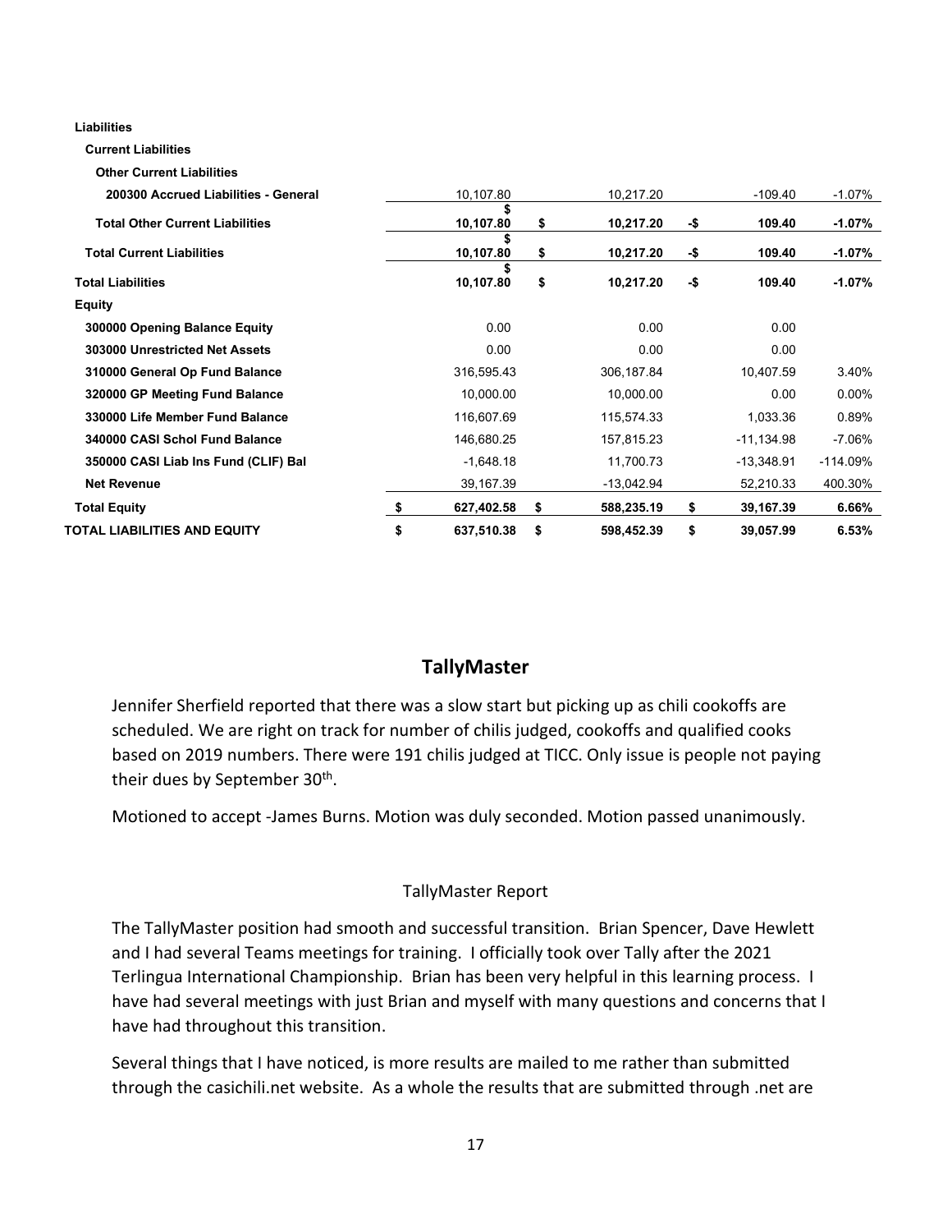| | | | | |
|---|---|---|---|---|
| **Liabilities** | | | | |
| **Current Liabilities** | | | | |
| **Other Current Liabilities** | | | | |
| **200300 Accrued Liabilities - General** | 10,107.80 | 10,217.20 | -109.40 | -1.07% |
| **Total Other Current Liabilities** | **$ 10,107.80** | **$ 10,217.20** | **-$ 109.40** | **-1.07%** |
| **Total Current Liabilities** | **$ 10,107.80** | **$ 10,217.20** | **-$ 109.40** | **-1.07%** |
| **Total Liabilities** | **$ 10,107.80** | **$ 10,217.20** | **-$ 109.40** | **-1.07%** |
| **Equity** | | | | |
| **300000 Opening Balance Equity** | 0.00 | 0.00 | 0.00 | |
| **303000 Unrestricted Net Assets** | 0.00 | 0.00 | 0.00 | |
| **310000 General Op Fund Balance** | 316,595.43 | 306,187.84 | 10,407.59 | 3.40% |
| **320000 GP Meeting Fund Balance** | 10,000.00 | 10,000.00 | 0.00 | 0.00% |
| **330000 Life Member Fund Balance** | 116,607.69 | 115,574.33 | 1,033.36 | 0.89% |
| **340000 CASI Schol Fund Balance** | 146,680.25 | 157,815.23 | -11,134.98 | -7.06% |
| **350000 CASI Liab Ins Fund (CLIF) Bal** | -1,648.18 | 11,700.73 | -13,348.91 | -114.09% |
| **Net Revenue** | 39,167.39 | -13,042.94 | 52,210.33 | 400.30% |
| **Total Equity** | **$ 627,402.58** | **$ 588,235.19** | **$ 39,167.39** | **6.66%** |
| **TOTAL LIABILITIES AND EQUITY** | **$ 637,510.38** | **$ 598,452.39** | **$ 39,057.99** | **6.53%** |

## TallyMaster

Jennifer Sherfield reported that there was a slow start but picking up as chili cookoffs are scheduled. We are right on track for number of chilis judged, cookoffs and qualified cooks based on 2019 numbers. There were 191 chilis judged at TICC. Only issue is people not paying their dues by September 30th.

Motioned to accept -James Burns. Motion was duly seconded. Motion passed unanimously.

TallyMaster Report

The TallyMaster position had smooth and successful transition. Brian Spencer, Dave Hewlett and I had several Teams meetings for training. I officially took over Tally after the 2021 Terlingua International Championship. Brian has been very helpful in this learning process. I have had several meetings with just Brian and myself with many questions and concerns that I have had throughout this transition.

Several things that I have noticed, is more results are mailed to me rather than submitted through the casichili.net website. As a whole the results that are submitted through .net are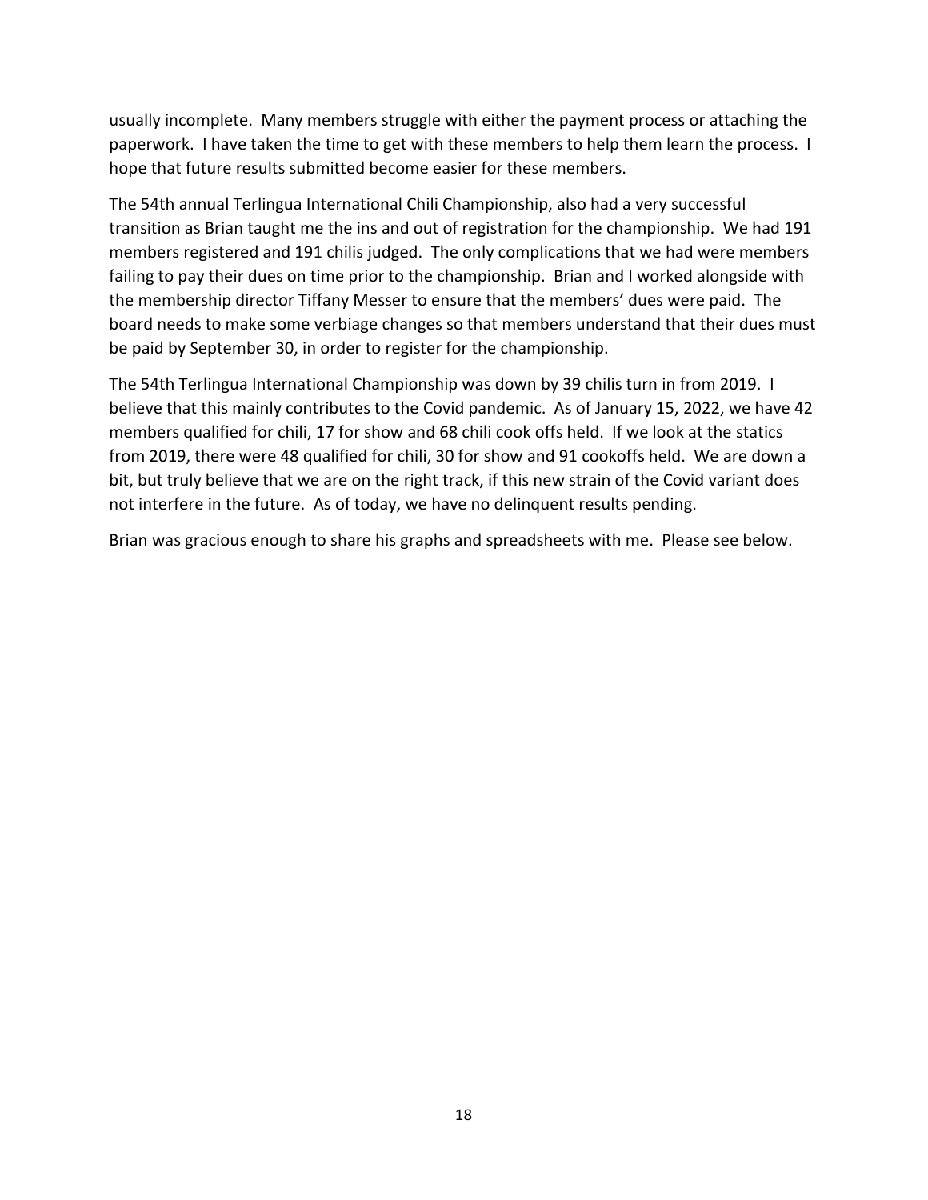usually incomplete. Many members struggle with either the payment process or attaching the paperwork. I have taken the time to get with these members to help them learn the process. I hope that future results submitted become easier for these members.

The 54th annual Terlingua International Chili Championship, also had a very successful transition as Brian taught me the ins and out of registration for the championship. We had 191 members registered and 191 chilis judged. The only complications that we had were members failing to pay their dues on time prior to the championship. Brian and I worked alongside with the membership director Tiffany Messer to ensure that the members' dues were paid. The board needs to make some verbiage changes so that members understand that their dues must be paid by September 30, in order to register for the championship.

The 54th Terlingua International Championship was down by 39 chilis turn in from 2019. I believe that this mainly contributes to the Covid pandemic. As of January 15, 2022, we have 42 members qualified for chili, 17 for show and 68 chili cook offs held. If we look at the statics from 2019, there were 48 qualified for chili, 30 for show and 91 cookoffs held. We are down a bit, but truly believe that we are on the right track, if this new strain of the Covid variant does not interfere in the future. As of today, we have no delinquent results pending.

Brian was gracious enough to share his graphs and spreadsheets with me. Please see below.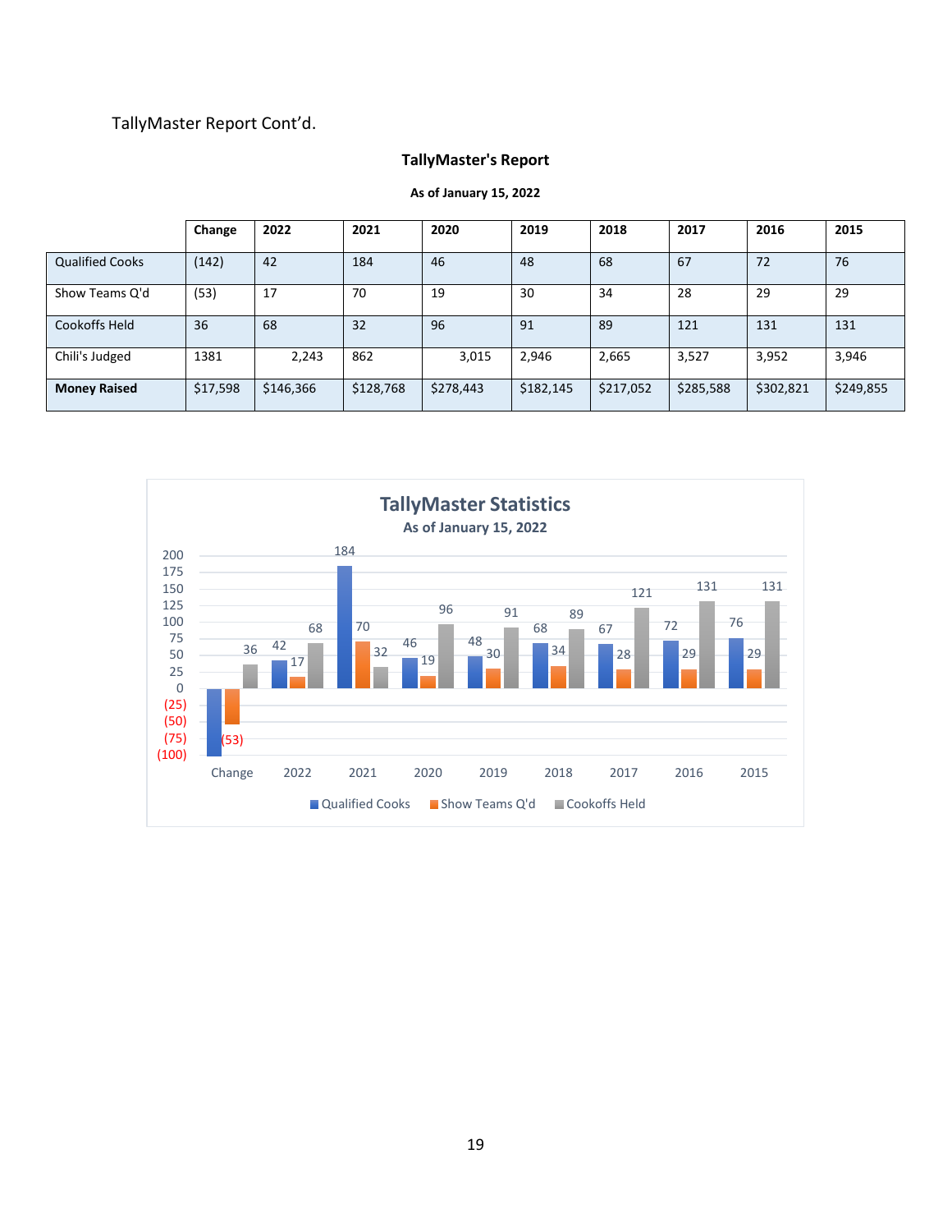TallyMaster Report Cont'd.

## TallyMaster's Report

**As of January 15, 2022**

| | Change | 2022 | 2021 | 2020 | 2019 | 2018 | 2017 | 2016 | 2015 |
|---|---|---|---|---|---|---|---|---|---|
| Qualified Cooks | (142) | 42 | 184 | 46 | 48 | 68 | 67 | 72 | 76 |
| Show Teams Q'd | (53) | 17 | 70 | 19 | 30 | 34 | 28 | 29 | 29 |
| Cookoffs Held | 36 | 68 | 32 | 96 | 91 | 89 | 121 | 131 | 131 |
| Chili's Judged | 1381 | 2,243 | 862 | 3,015 | 2,946 | 2,665 | 3,527 | 3,952 | 3,946 |
| **Money Raised** | $17,598 | $146,366 | $128,768 | $278,443 | $182,145 | $217,052 | $285,588 | $302,821 | $249,855 |

**TallyMaster Statistics**

**As of January 15, 2022**

| | Change | 2022 | 2021 | 2020 | 2019 | 2018 | 2017 | 2016 | 2015 |
|---|---|---|---|---|---|---|---|---|---|
| Qualified Cooks | | 42 | 184 | 46 | 48 | 68 | 67 | 72 | 76 |
| Show Teams Q'd | (53) | 17 | 70 | 19 | 30 | 34 | 28 | 29 | 29 |
| Cookoffs Held | 36 | 68 | 32 | 96 | 91 | 89 | 121 | 131 | 131 |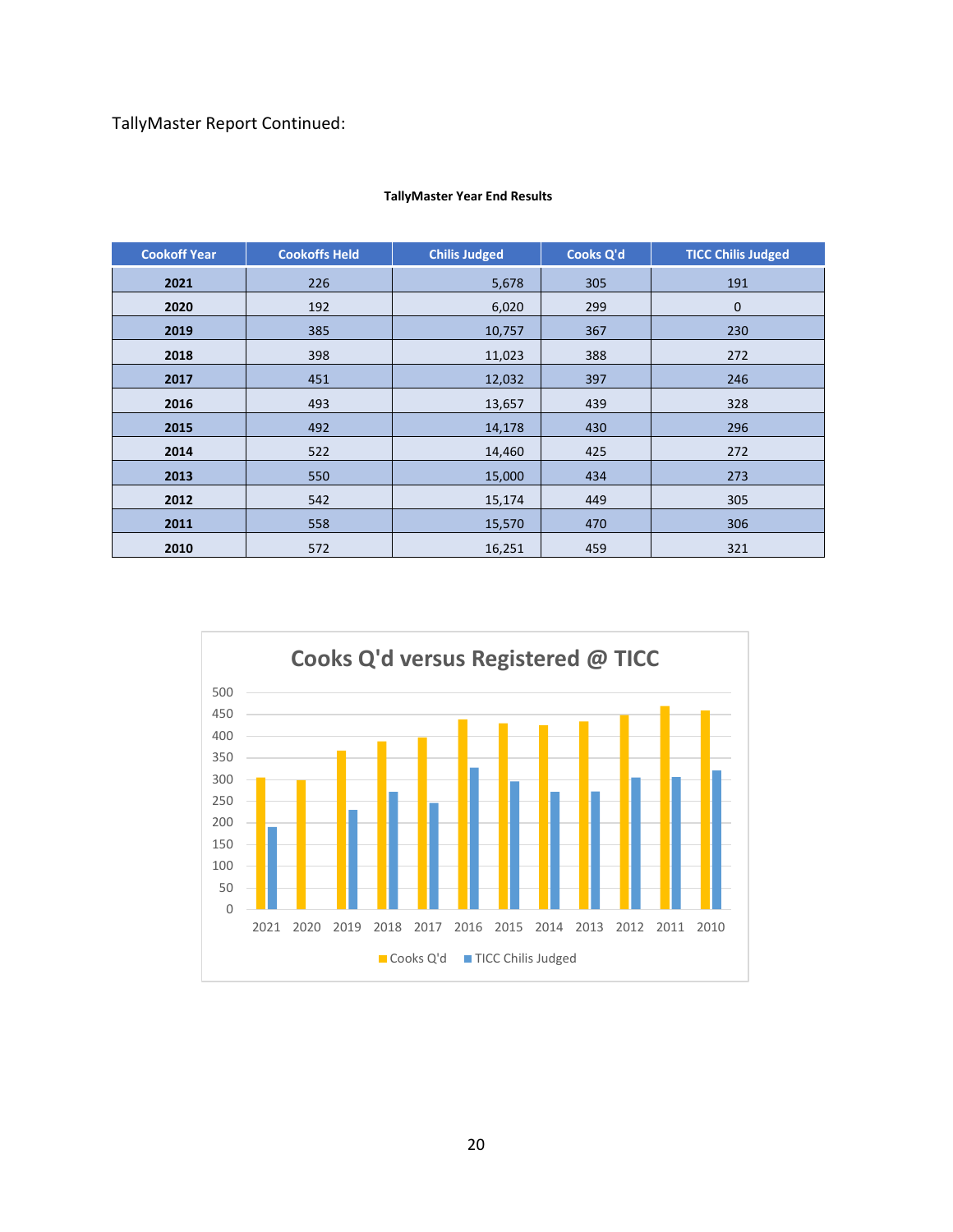TallyMaster Report Continued:

**TallyMaster Year End Results**

| Cookoff Year | Cookoffs Held | Chilis Judged | Cooks Q'd | TICC Chilis Judged |
|---|---|---|---|---|
| **2021** | 226 | 5,678 | 305 | 191 |
| **2020** | 192 | 6,020 | 299 | 0 |
| **2019** | 385 | 10,757 | 367 | 230 |
| **2018** | 398 | 11,023 | 388 | 272 |
| **2017** | 451 | 12,032 | 397 | 246 |
| **2016** | 493 | 13,657 | 439 | 328 |
| **2015** | 492 | 14,178 | 430 | 296 |
| **2014** | 522 | 14,460 | 425 | 272 |
| **2013** | 550 | 15,000 | 434 | 273 |
| **2012** | 542 | 15,174 | 449 | 305 |
| **2011** | 558 | 15,570 | 470 | 306 |
| **2010** | 572 | 16,251 | 459 | 321 |

**Cooks Q'd versus Registered @ TICC**

Legend: Cooks Q'd, TICC Chilis Judged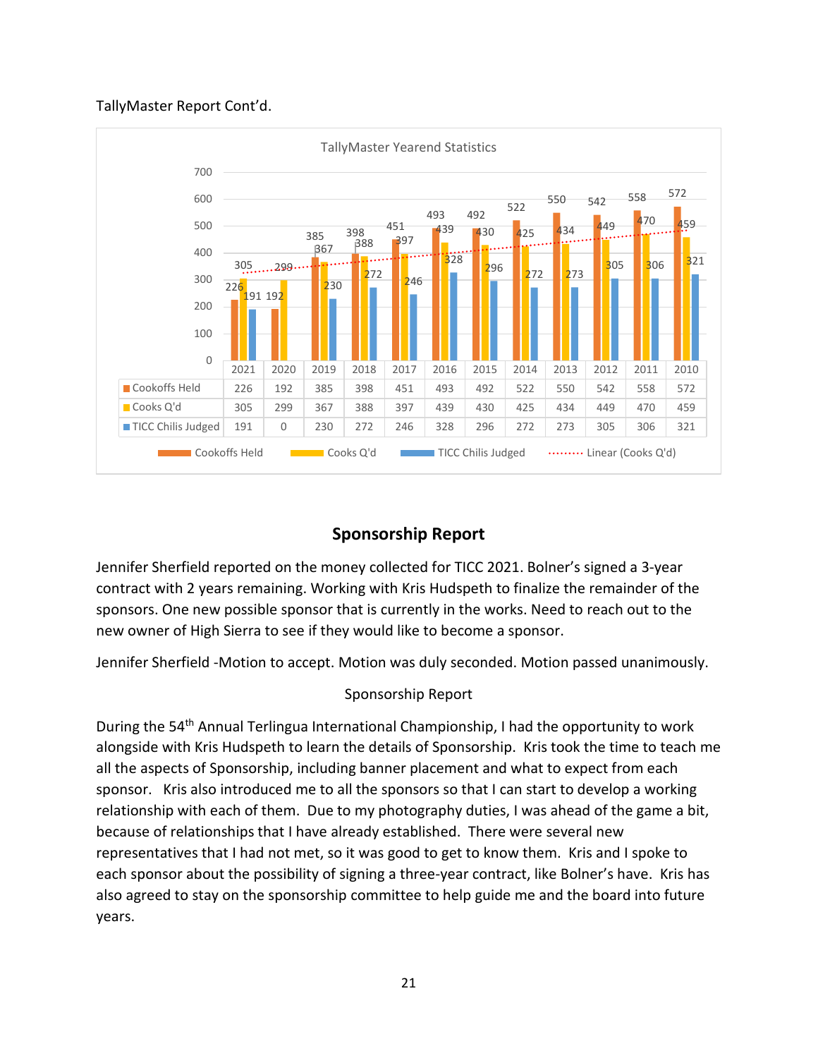TallyMaster Report Cont'd.

**TallyMaster Yearend Statistics**

| | 2021 | 2020 | 2019 | 2018 | 2017 | 2016 | 2015 | 2014 | 2013 | 2012 | 2011 | 2010 |
|---|---|---|---|---|---|---|---|---|---|---|---|---|
| Cookoffs Held | 226 | 192 | 385 | 398 | 451 | 493 | 492 | 522 | 550 | 542 | 558 | 572 |
| Cooks Q'd | 305 | 299 | 367 | 388 | 397 | 439 | 430 | 425 | 434 | 449 | 470 | 459 |
| TICC Chilis Judged | 191 | 0 | 230 | 272 | 246 | 328 | 296 | 272 | 273 | 305 | 306 | 321 |

Cookoffs Held · Cooks Q'd · TICC Chilis Judged · Linear (Cooks Q'd)

## Sponsorship Report

Jennifer Sherfield reported on the money collected for TICC 2021. Bolner's signed a 3-year contract with 2 years remaining. Working with Kris Hudspeth to finalize the remainder of the sponsors. One new possible sponsor that is currently in the works. Need to reach out to the new owner of High Sierra to see if they would like to become a sponsor.

Jennifer Sherfield -Motion to accept. Motion was duly seconded. Motion passed unanimously.

Sponsorship Report

During the 54th Annual Terlingua International Championship, I had the opportunity to work alongside with Kris Hudspeth to learn the details of Sponsorship. Kris took the time to teach me all the aspects of Sponsorship, including banner placement and what to expect from each sponsor. Kris also introduced me to all the sponsors so that I can start to develop a working relationship with each of them. Due to my photography duties, I was ahead of the game a bit, because of relationships that I have already established. There were several new representatives that I had not met, so it was good to get to know them. Kris and I spoke to each sponsor about the possibility of signing a three-year contract, like Bolner's have. Kris has also agreed to stay on the sponsorship committee to help guide me and the board into future years.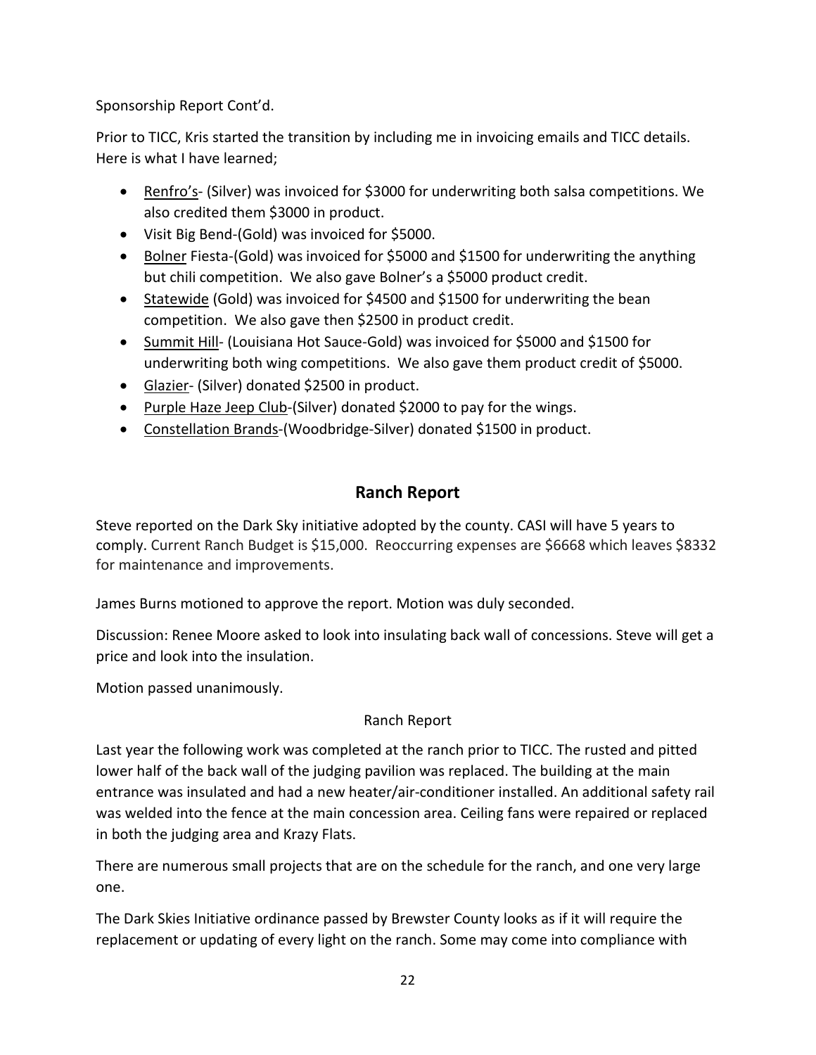Sponsorship Report Cont'd.

Prior to TICC, Kris started the transition by including me in invoicing emails and TICC details. Here is what I have learned;

- Renfro's- (Silver) was invoiced for $3000 for underwriting both salsa competitions. We also credited them $3000 in product.
- Visit Big Bend-(Gold) was invoiced for $5000.
- Bolner Fiesta-(Gold) was invoiced for $5000 and $1500 for underwriting the anything but chili competition. We also gave Bolner's a $5000 product credit.
- Statewide (Gold) was invoiced for $4500 and $1500 for underwriting the bean competition. We also gave then $2500 in product credit.
- Summit Hill- (Louisiana Hot Sauce-Gold) was invoiced for $5000 and $1500 for underwriting both wing competitions. We also gave them product credit of $5000.
- Glazier- (Silver) donated $2500 in product.
- Purple Haze Jeep Club-(Silver) donated $2000 to pay for the wings.
- Constellation Brands-(Woodbridge-Silver) donated $1500 in product.

## Ranch Report

Steve reported on the Dark Sky initiative adopted by the county. CASI will have 5 years to comply. Current Ranch Budget is $15,000. Reoccurring expenses are $6668 which leaves $8332 for maintenance and improvements.

James Burns motioned to approve the report. Motion was duly seconded.

Discussion: Renee Moore asked to look into insulating back wall of concessions. Steve will get a price and look into the insulation.

Motion passed unanimously.

### Ranch Report

Last year the following work was completed at the ranch prior to TICC. The rusted and pitted lower half of the back wall of the judging pavilion was replaced. The building at the main entrance was insulated and had a new heater/air-conditioner installed. An additional safety rail was welded into the fence at the main concession area. Ceiling fans were repaired or replaced in both the judging area and Krazy Flats.

There are numerous small projects that are on the schedule for the ranch, and one very large one.

The Dark Skies Initiative ordinance passed by Brewster County looks as if it will require the replacement or updating of every light on the ranch. Some may come into compliance with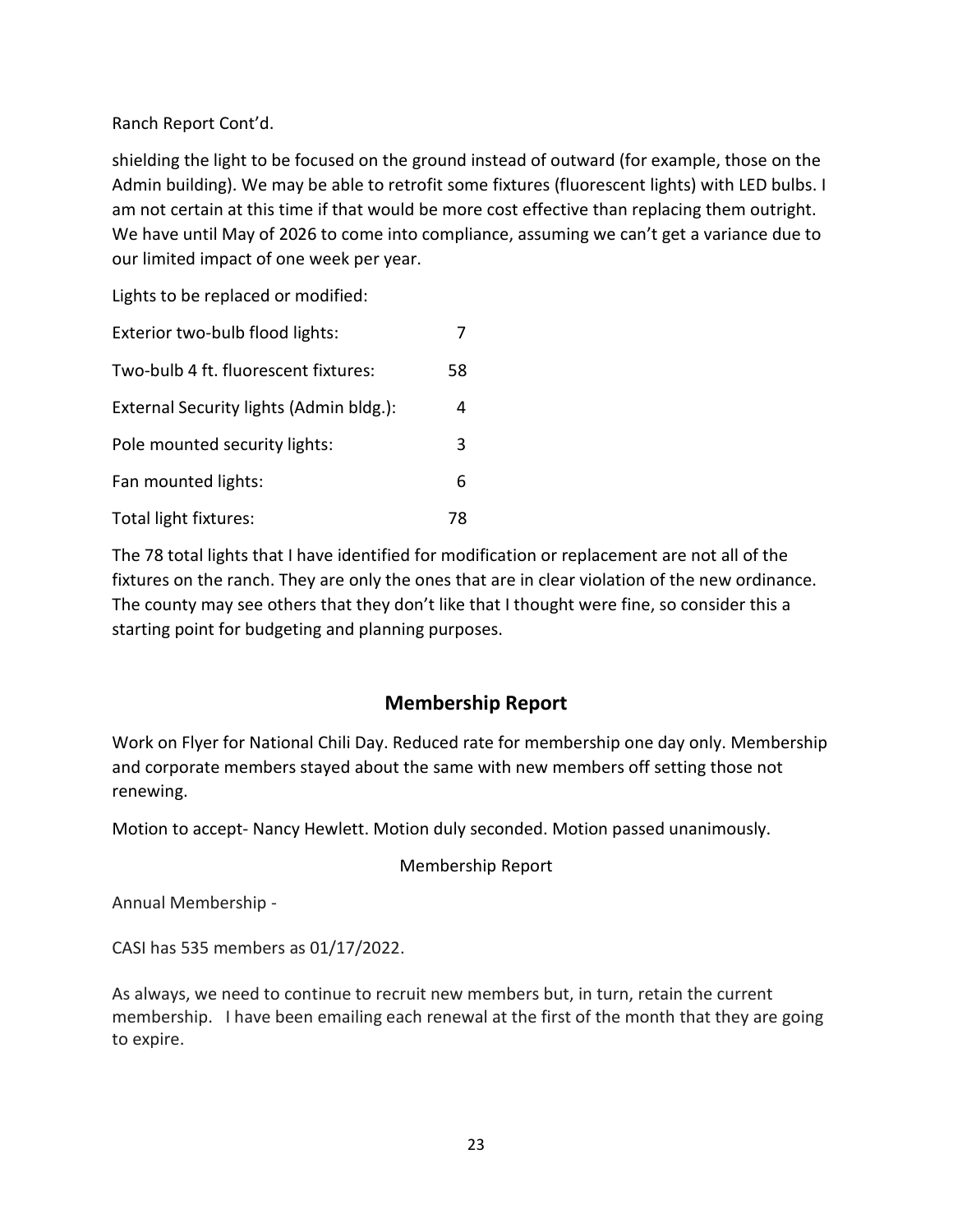Ranch Report Cont'd.

shielding the light to be focused on the ground instead of outward (for example, those on the Admin building). We may be able to retrofit some fixtures (fluorescent lights) with LED bulbs. I am not certain at this time if that would be more cost effective than replacing them outright. We have until May of 2026 to come into compliance, assuming we can't get a variance due to our limited impact of one week per year.

Lights to be replaced or modified:

| | |
|---|---|
| Exterior two-bulb flood lights: | 7 |
| Two-bulb 4 ft. fluorescent fixtures: | 58 |
| External Security lights (Admin bldg.): | 4 |
| Pole mounted security lights: | 3 |
| Fan mounted lights: | 6 |
| Total light fixtures: | 78 |

The 78 total lights that I have identified for modification or replacement are not all of the fixtures on the ranch. They are only the ones that are in clear violation of the new ordinance. The county may see others that they don't like that I thought were fine, so consider this a starting point for budgeting and planning purposes.

## Membership Report

Work on Flyer for National Chili Day. Reduced rate for membership one day only. Membership and corporate members stayed about the same with new members off setting those not renewing.

Motion to accept- Nancy Hewlett. Motion duly seconded. Motion passed unanimously.

Membership Report

Annual Membership -

CASI has 535 members as 01/17/2022.

As always, we need to continue to recruit new members but, in turn, retain the current membership. I have been emailing each renewal at the first of the month that they are going to expire.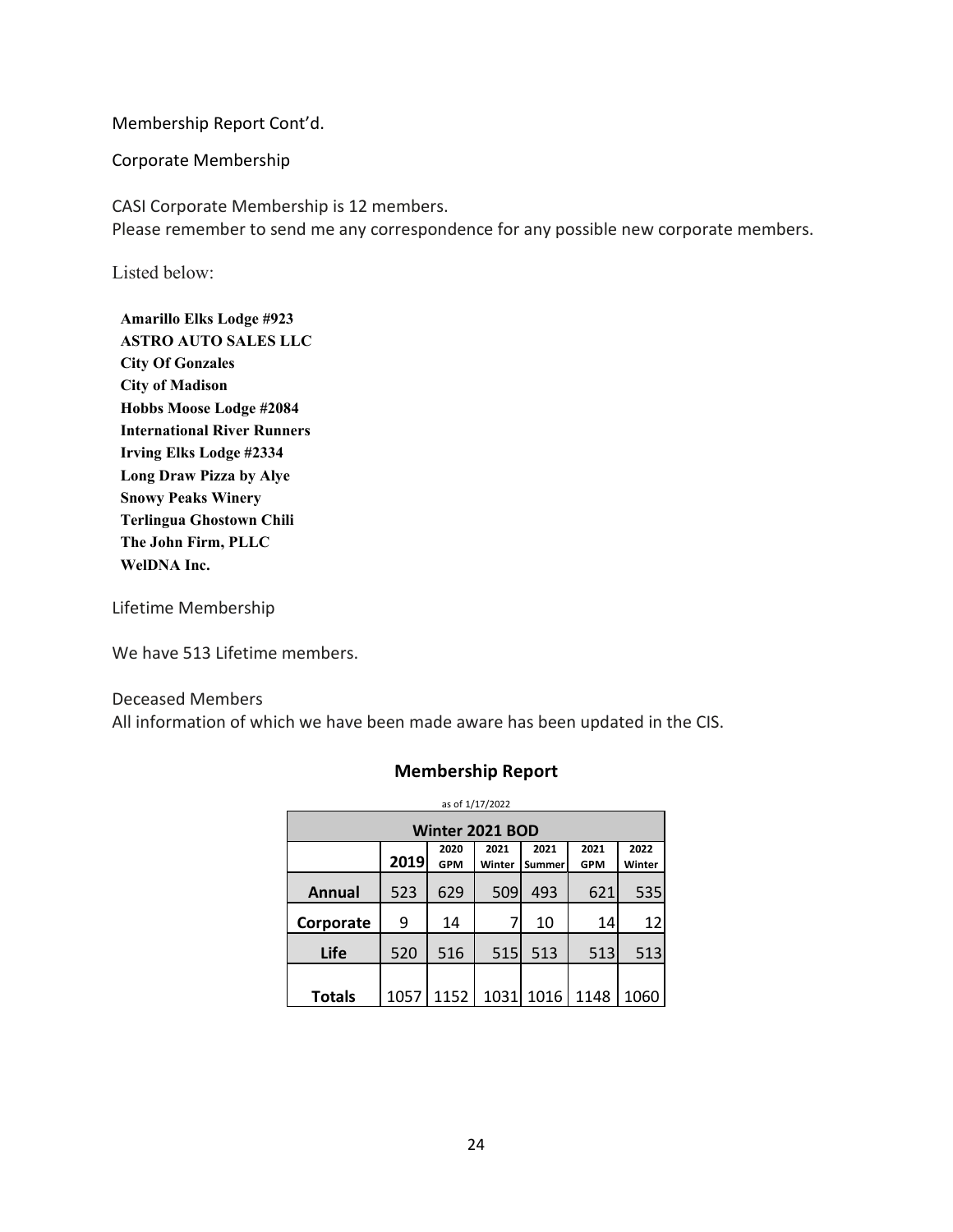Membership Report Cont'd.

Corporate Membership

CASI Corporate Membership is 12 members.
Please remember to send me any correspondence for any possible new corporate members.

Listed below:

**Amarillo Elks Lodge #923**
**ASTRO AUTO SALES LLC**
**City Of Gonzales**
**City of Madison**
**Hobbs Moose Lodge #2084**
**International River Runners**
**Irving Elks Lodge #2334**
**Long Draw Pizza by Alye**
**Snowy Peaks Winery**
**Terlingua Ghostown Chili**
**The John Firm, PLLC**
**WelDNA Inc.**

Lifetime Membership

We have 513 Lifetime members.

Deceased Members
All information of which we have been made aware has been updated in the CIS.

## Membership Report

as of 1/17/2022

| Winter 2021 BOD | | | | | | |
|---|---|---|---|---|---|---|
| | **2019** | **2020 GPM** | **2021 Winter** | **2021 Summer** | **2021 GPM** | **2022 Winter** |
| **Annual** | 523 | 629 | 509 | 493 | 621 | 535 |
| **Corporate** | 9 | 14 | 7 | 10 | 14 | 12 |
| **Life** | 520 | 516 | 515 | 513 | 513 | 513 |
| **Totals** | 1057 | 1152 | 1031 | 1016 | 1148 | 1060 |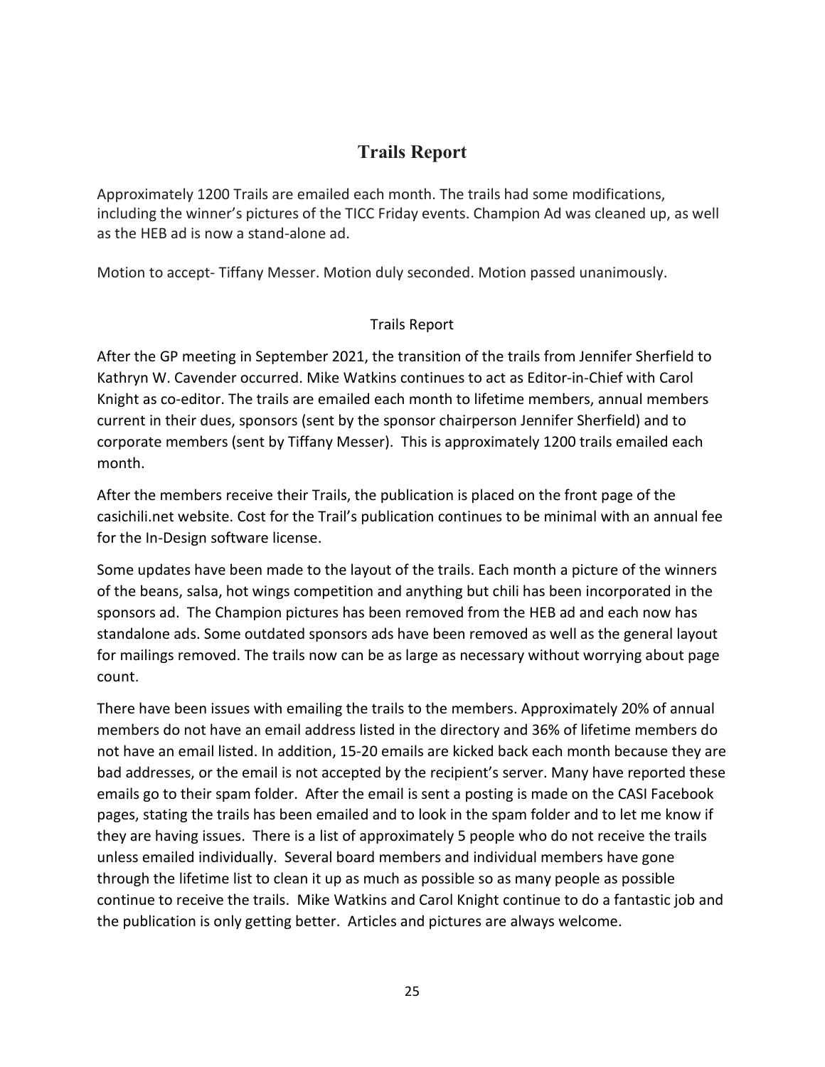## Trails Report

Approximately 1200 Trails are emailed each month. The trails had some modifications, including the winner's pictures of the TICC Friday events. Champion Ad was cleaned up, as well as the HEB ad is now a stand-alone ad.

Motion to accept- Tiffany Messer. Motion duly seconded. Motion passed unanimously.

### Trails Report

After the GP meeting in September 2021, the transition of the trails from Jennifer Sherfield to Kathryn W. Cavender occurred. Mike Watkins continues to act as Editor-in-Chief with Carol Knight as co-editor. The trails are emailed each month to lifetime members, annual members current in their dues, sponsors (sent by the sponsor chairperson Jennifer Sherfield) and to corporate members (sent by Tiffany Messer). This is approximately 1200 trails emailed each month.

After the members receive their Trails, the publication is placed on the front page of the casichili.net website. Cost for the Trail's publication continues to be minimal with an annual fee for the In-Design software license.

Some updates have been made to the layout of the trails. Each month a picture of the winners of the beans, salsa, hot wings competition and anything but chili has been incorporated in the sponsors ad. The Champion pictures has been removed from the HEB ad and each now has standalone ads. Some outdated sponsors ads have been removed as well as the general layout for mailings removed. The trails now can be as large as necessary without worrying about page count.

There have been issues with emailing the trails to the members. Approximately 20% of annual members do not have an email address listed in the directory and 36% of lifetime members do not have an email listed. In addition, 15-20 emails are kicked back each month because they are bad addresses, or the email is not accepted by the recipient's server. Many have reported these emails go to their spam folder. After the email is sent a posting is made on the CASI Facebook pages, stating the trails has been emailed and to look in the spam folder and to let me know if they are having issues. There is a list of approximately 5 people who do not receive the trails unless emailed individually. Several board members and individual members have gone through the lifetime list to clean it up as much as possible so as many people as possible continue to receive the trails. Mike Watkins and Carol Knight continue to do a fantastic job and the publication is only getting better. Articles and pictures are always welcome.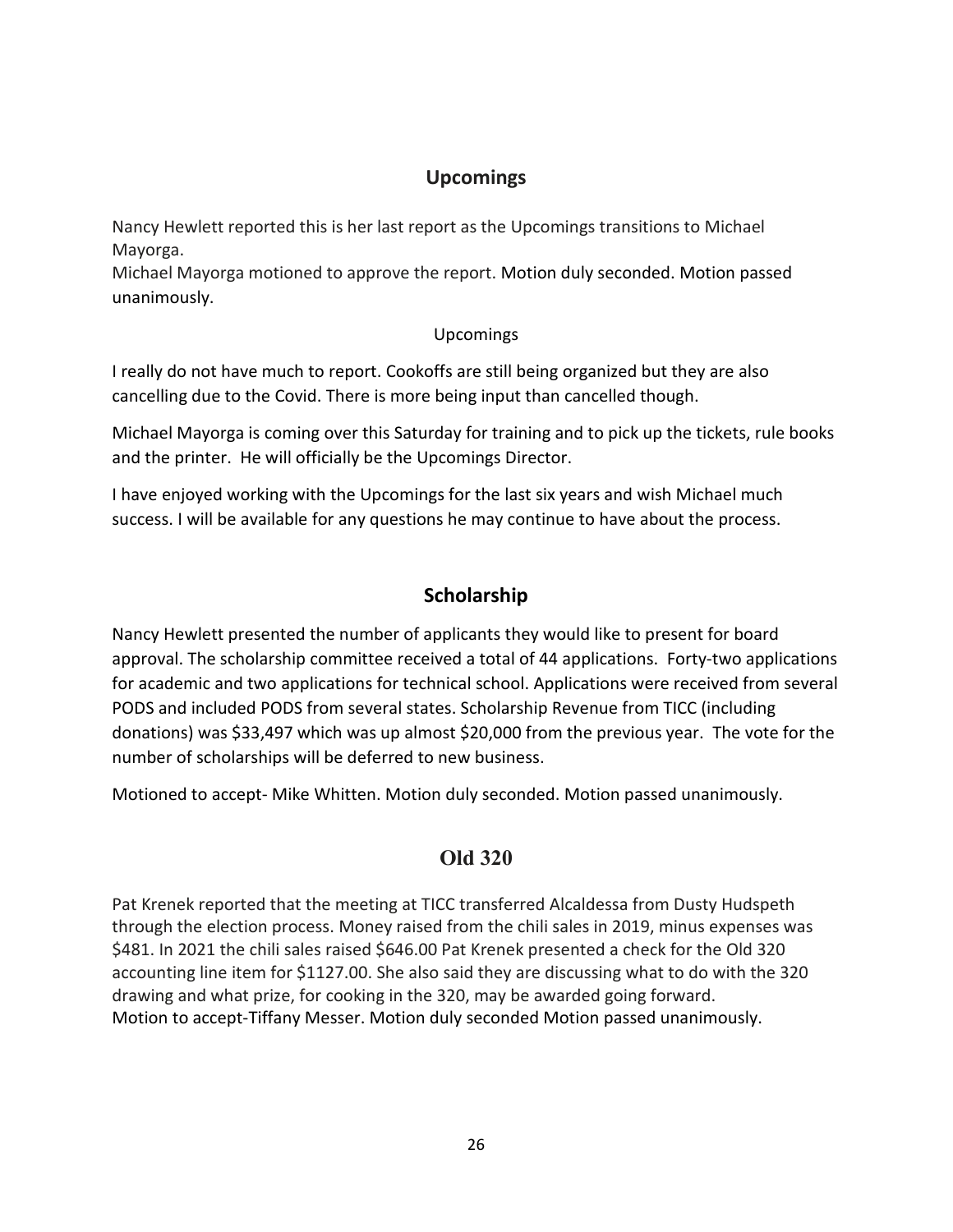## Upcomings

Nancy Hewlett reported this is her last report as the Upcomings transitions to Michael Mayorga.
Michael Mayorga motioned to approve the report. Motion duly seconded. Motion passed unanimously.

Upcomings

I really do not have much to report. Cookoffs are still being organized but they are also cancelling due to the Covid. There is more being input than cancelled though.

Michael Mayorga is coming over this Saturday for training and to pick up the tickets, rule books and the printer. He will officially be the Upcomings Director.

I have enjoyed working with the Upcomings for the last six years and wish Michael much success. I will be available for any questions he may continue to have about the process.

## Scholarship

Nancy Hewlett presented the number of applicants they would like to present for board approval. The scholarship committee received a total of 44 applications. Forty-two applications for academic and two applications for technical school. Applications were received from several PODS and included PODS from several states. Scholarship Revenue from TICC (including donations) was $33,497 which was up almost $20,000 from the previous year. The vote for the number of scholarships will be deferred to new business.

Motioned to accept- Mike Whitten. Motion duly seconded. Motion passed unanimously.

## Old 320

Pat Krenek reported that the meeting at TICC transferred Alcaldessa from Dusty Hudspeth through the election process. Money raised from the chili sales in 2019, minus expenses was $481. In 2021 the chili sales raised $646.00 Pat Krenek presented a check for the Old 320 accounting line item for $1127.00. She also said they are discussing what to do with the 320 drawing and what prize, for cooking in the 320, may be awarded going forward.
Motion to accept-Tiffany Messer. Motion duly seconded Motion passed unanimously.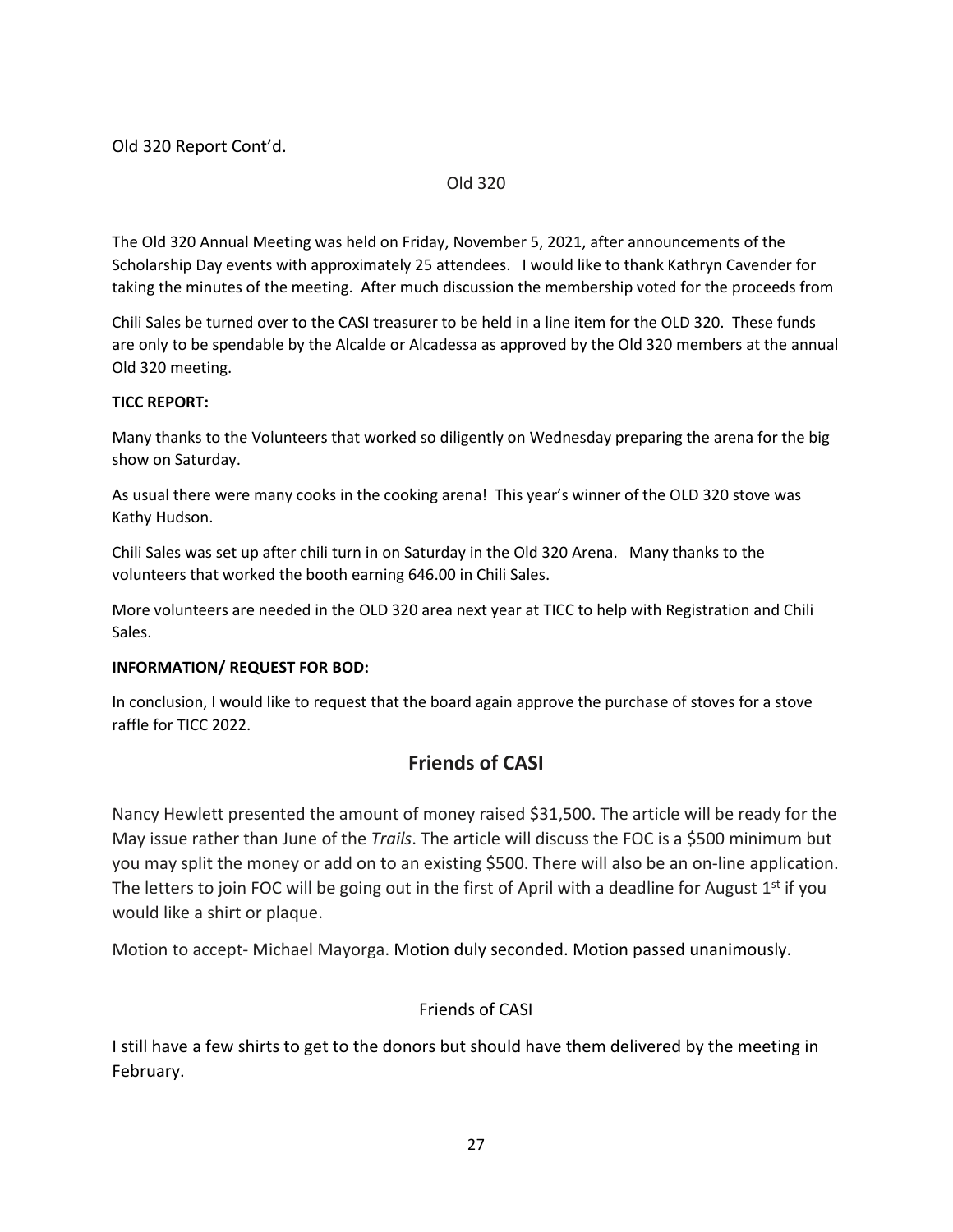Old 320 Report Cont'd.

Old 320

The Old 320 Annual Meeting was held on Friday, November 5, 2021, after announcements of the Scholarship Day events with approximately 25 attendees. I would like to thank Kathryn Cavender for taking the minutes of the meeting. After much discussion the membership voted for the proceeds from

Chili Sales be turned over to the CASI treasurer to be held in a line item for the OLD 320. These funds are only to be spendable by the Alcalde or Alcadessa as approved by the Old 320 members at the annual Old 320 meeting.

**TICC REPORT:**

Many thanks to the Volunteers that worked so diligently on Wednesday preparing the arena for the big show on Saturday.

As usual there were many cooks in the cooking arena! This year's winner of the OLD 320 stove was Kathy Hudson.

Chili Sales was set up after chili turn in on Saturday in the Old 320 Arena. Many thanks to the volunteers that worked the booth earning 646.00 in Chili Sales.

More volunteers are needed in the OLD 320 area next year at TICC to help with Registration and Chili Sales.

**INFORMATION/ REQUEST FOR BOD:**

In conclusion, I would like to request that the board again approve the purchase of stoves for a stove raffle for TICC 2022.

## Friends of CASI

Nancy Hewlett presented the amount of money raised $31,500. The article will be ready for the May issue rather than June of the *Trails*. The article will discuss the FOC is a $500 minimum but you may split the money or add on to an existing $500. There will also be an on-line application. The letters to join FOC will be going out in the first of April with a deadline for August 1st if you would like a shirt or plaque.

Motion to accept- Michael Mayorga. Motion duly seconded. Motion passed unanimously.

Friends of CASI

I still have a few shirts to get to the donors but should have them delivered by the meeting in February.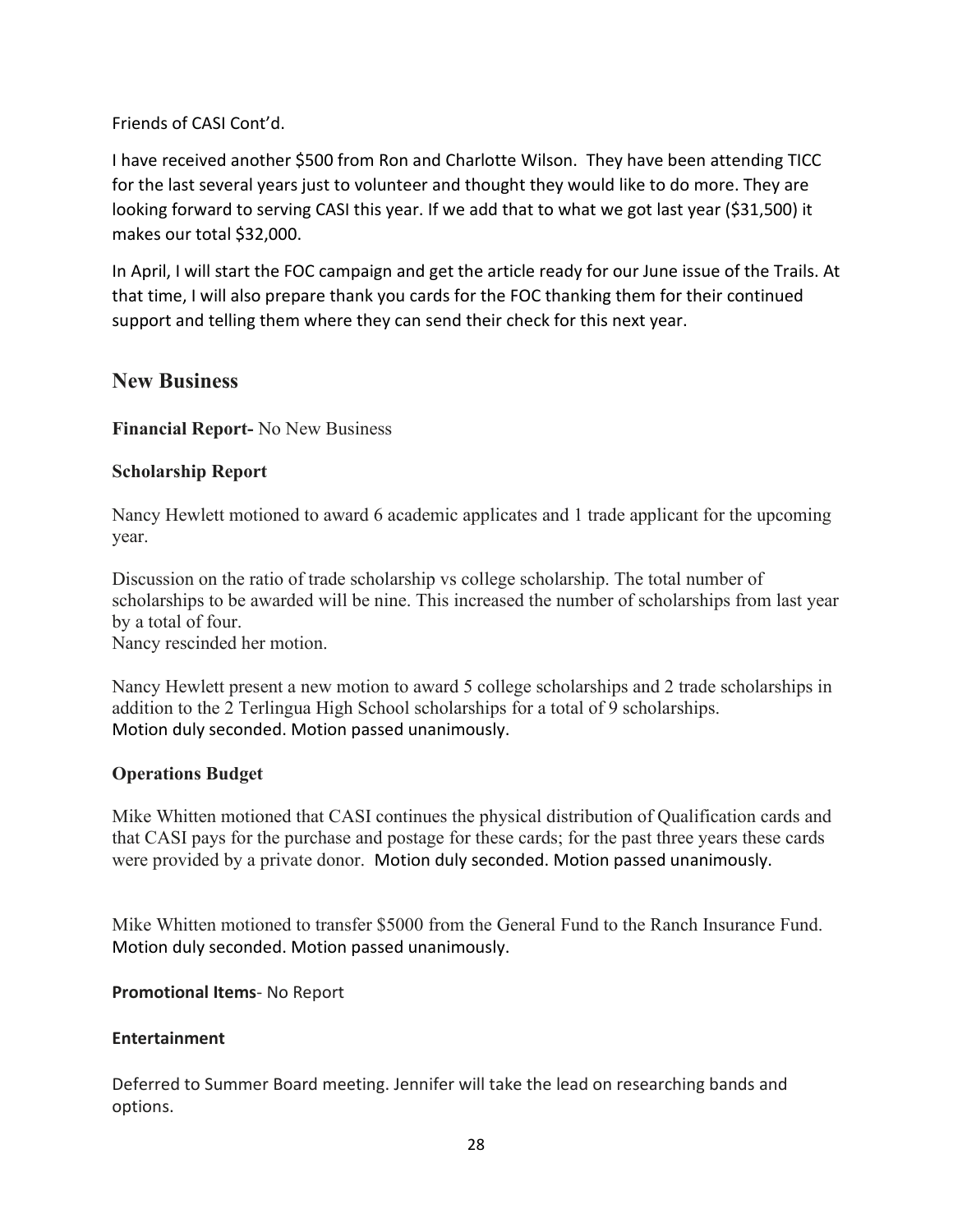Friends of CASI Cont'd.

I have received another $500 from Ron and Charlotte Wilson. They have been attending TICC for the last several years just to volunteer and thought they would like to do more. They are looking forward to serving CASI this year. If we add that to what we got last year ($31,500) it makes our total $32,000.

In April, I will start the FOC campaign and get the article ready for our June issue of the Trails. At that time, I will also prepare thank you cards for the FOC thanking them for their continued support and telling them where they can send their check for this next year.

## New Business

**Financial Report-** No New Business

### Scholarship Report

Nancy Hewlett motioned to award 6 academic applicates and 1 trade applicant for the upcoming year.

Discussion on the ratio of trade scholarship vs college scholarship. The total number of scholarships to be awarded will be nine. This increased the number of scholarships from last year by a total of four.
Nancy rescinded her motion.

Nancy Hewlett present a new motion to award 5 college scholarships and 2 trade scholarships in addition to the 2 Terlingua High School scholarships for a total of 9 scholarships.
Motion duly seconded. Motion passed unanimously.

### Operations Budget

Mike Whitten motioned that CASI continues the physical distribution of Qualification cards and that CASI pays for the purchase and postage for these cards; for the past three years these cards were provided by a private donor. Motion duly seconded. Motion passed unanimously.

Mike Whitten motioned to transfer $5000 from the General Fund to the Ranch Insurance Fund.
Motion duly seconded. Motion passed unanimously.

**Promotional Items**- No Report

**Entertainment**

Deferred to Summer Board meeting. Jennifer will take the lead on researching bands and options.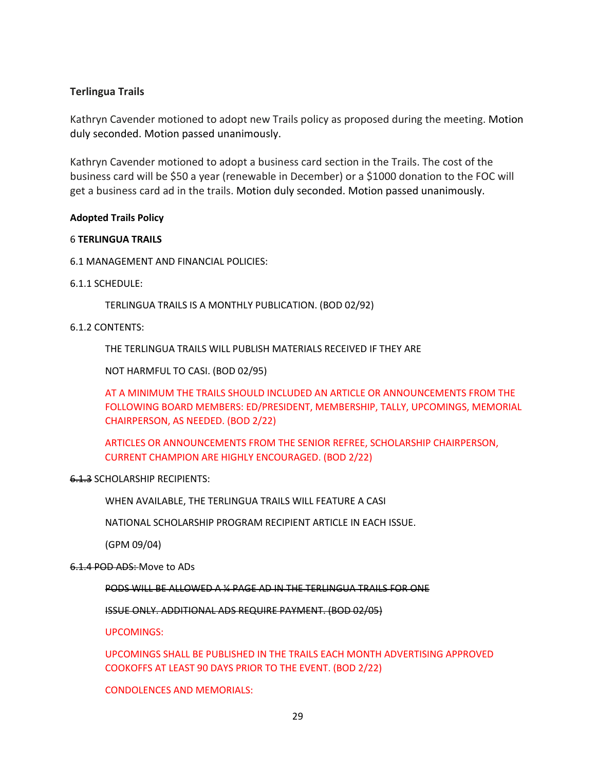**Terlingua Trails**

Kathryn Cavender motioned to adopt new Trails policy as proposed during the meeting. Motion duly seconded. Motion passed unanimously.

Kathryn Cavender motioned to adopt a business card section in the Trails. The cost of the business card will be $50 a year (renewable in December) or a $1000 donation to the FOC will get a business card ad in the trails. Motion duly seconded. Motion passed unanimously.

**Adopted Trails Policy**

6 **TERLINGUA TRAILS**

6.1 MANAGEMENT AND FINANCIAL POLICIES:

6.1.1 SCHEDULE:

TERLINGUA TRAILS IS A MONTHLY PUBLICATION. (BOD 02/92)

6.1.2 CONTENTS:

THE TERLINGUA TRAILS WILL PUBLISH MATERIALS RECEIVED IF THEY ARE

NOT HARMFUL TO CASI. (BOD 02/95)

AT A MINIMUM THE TRAILS SHOULD INCLUDED AN ARTICLE OR ANNOUNCEMENTS FROM THE FOLLOWING BOARD MEMBERS: ED/PRESIDENT, MEMBERSHIP, TALLY, UPCOMINGS, MEMORIAL CHAIRPERSON, AS NEEDED. (BOD 2/22)

ARTICLES OR ANNOUNCEMENTS FROM THE SENIOR REFREE, SCHOLARSHIP CHAIRPERSON, CURRENT CHAMPION ARE HIGHLY ENCOURAGED. (BOD 2/22)

~~6.1.3~~ SCHOLARSHIP RECIPIENTS:

WHEN AVAILABLE, THE TERLINGUA TRAILS WILL FEATURE A CASI

NATIONAL SCHOLARSHIP PROGRAM RECIPIENT ARTICLE IN EACH ISSUE.

(GPM 09/04)

~~6.1.4 POD ADS:~~ Move to ADs

~~PODS WILL BE ALLOWED A ¼ PAGE AD IN THE TERLINGUA TRAILS FOR ONE~~

~~ISSUE ONLY. ADDITIONAL ADS REQUIRE PAYMENT. (BOD 02/05)~~

UPCOMINGS:

UPCOMINGS SHALL BE PUBLISHED IN THE TRAILS EACH MONTH ADVERTISING APPROVED COOKOFFS AT LEAST 90 DAYS PRIOR TO THE EVENT. (BOD 2/22)

CONDOLENCES AND MEMORIALS: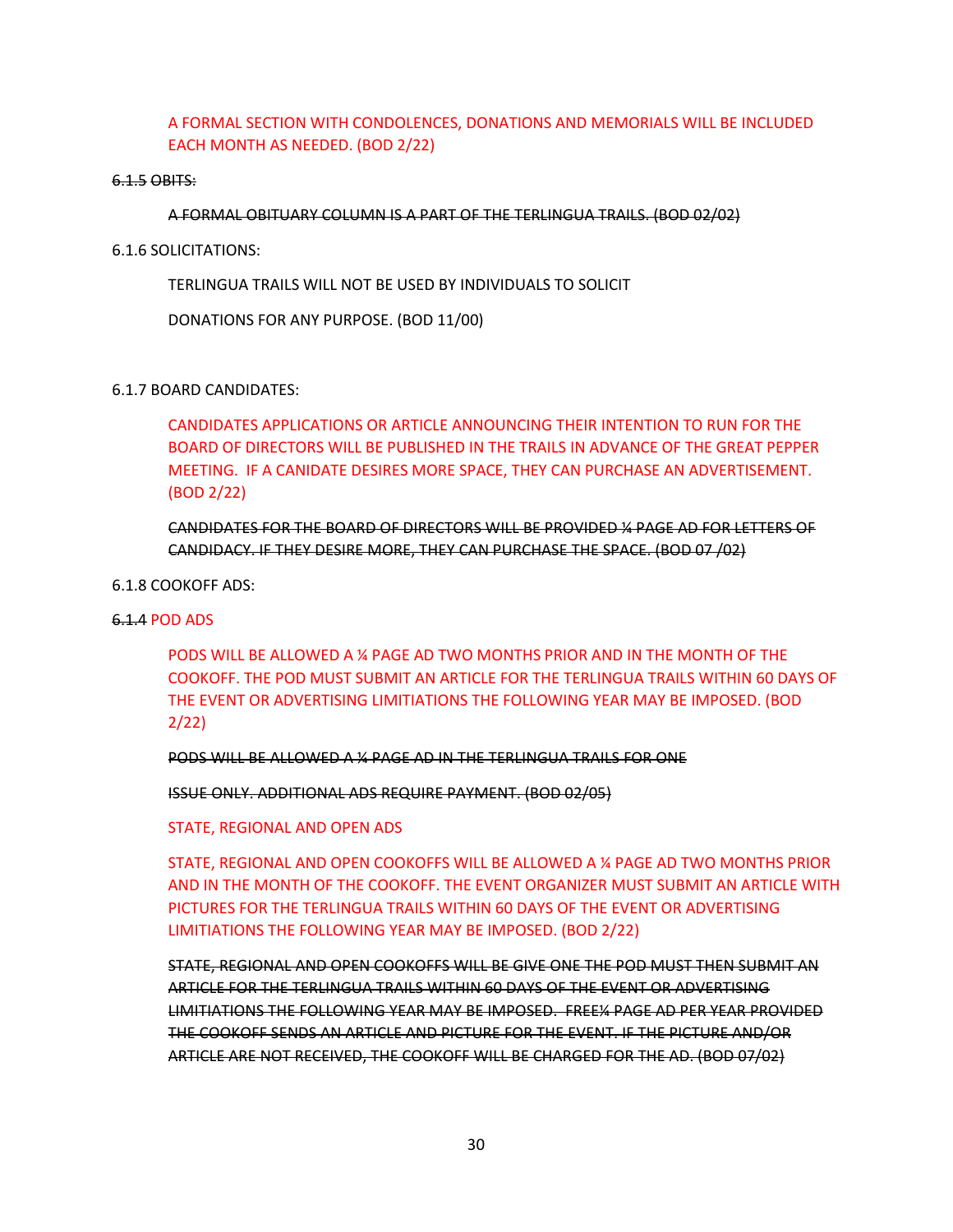A FORMAL SECTION WITH CONDOLENCES, DONATIONS AND MEMORIALS WILL BE INCLUDED EACH MONTH AS NEEDED. (BOD 2/22)

~~6.1.5 OBITS:~~

~~A FORMAL OBITUARY COLUMN IS A PART OF THE TERLINGUA TRAILS. (BOD 02/02)~~

6.1.6 SOLICITATIONS:

TERLINGUA TRAILS WILL NOT BE USED BY INDIVIDUALS TO SOLICIT

DONATIONS FOR ANY PURPOSE. (BOD 11/00)

6.1.7 BOARD CANDIDATES:

CANDIDATES APPLICATIONS OR ARTICLE ANNOUNCING THEIR INTENTION TO RUN FOR THE BOARD OF DIRECTORS WILL BE PUBLISHED IN THE TRAILS IN ADVANCE OF THE GREAT PEPPER MEETING. IF A CANIDATE DESIRES MORE SPACE, THEY CAN PURCHASE AN ADVERTISEMENT. (BOD 2/22)

~~CANDIDATES FOR THE BOARD OF DIRECTORS WILL BE PROVIDED ¼ PAGE AD FOR LETTERS OF CANDIDACY. IF THEY DESIRE MORE, THEY CAN PURCHASE THE SPACE. (BOD 07 /02)~~

6.1.8 COOKOFF ADS:

~~6.1.4~~ POD ADS

PODS WILL BE ALLOWED A ¼ PAGE AD TWO MONTHS PRIOR AND IN THE MONTH OF THE COOKOFF. THE POD MUST SUBMIT AN ARTICLE FOR THE TERLINGUA TRAILS WITHIN 60 DAYS OF THE EVENT OR ADVERTISING LIMITIATIONS THE FOLLOWING YEAR MAY BE IMPOSED. (BOD 2/22)

~~PODS WILL BE ALLOWED A ¼ PAGE AD IN THE TERLINGUA TRAILS FOR ONE~~

~~ISSUE ONLY. ADDITIONAL ADS REQUIRE PAYMENT. (BOD 02/05)~~

STATE, REGIONAL AND OPEN ADS

STATE, REGIONAL AND OPEN COOKOFFS WILL BE ALLOWED A ¼ PAGE AD TWO MONTHS PRIOR AND IN THE MONTH OF THE COOKOFF. THE EVENT ORGANIZER MUST SUBMIT AN ARTICLE WITH PICTURES FOR THE TERLINGUA TRAILS WITHIN 60 DAYS OF THE EVENT OR ADVERTISING LIMITIATIONS THE FOLLOWING YEAR MAY BE IMPOSED. (BOD 2/22)

~~STATE, REGIONAL AND OPEN COOKOFFS WILL BE GIVE ONE THE POD MUST THEN SUBMIT AN ARTICLE FOR THE TERLINGUA TRAILS WITHIN 60 DAYS OF THE EVENT OR ADVERTISING LIMITIATIONS THE FOLLOWING YEAR MAY BE IMPOSED. FREE¼ PAGE AD PER YEAR PROVIDED THE COOKOFF SENDS AN ARTICLE AND PICTURE FOR THE EVENT. IF THE PICTURE AND/OR ARTICLE ARE NOT RECEIVED, THE COOKOFF WILL BE CHARGED FOR THE AD. (BOD 07/02)~~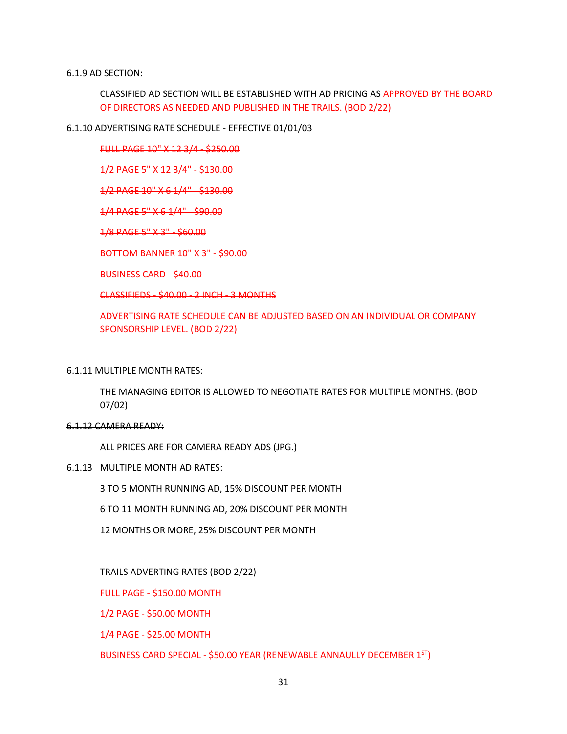6.1.9 AD SECTION:

CLASSIFIED AD SECTION WILL BE ESTABLISHED WITH AD PRICING AS APPROVED BY THE BOARD OF DIRECTORS AS NEEDED AND PUBLISHED IN THE TRAILS. (BOD 2/22)

6.1.10 ADVERTISING RATE SCHEDULE - EFFECTIVE 01/01/03

~~FULL PAGE 10" X 12 3/4 - $250.00~~

~~1/2 PAGE 5" X 12 3/4" - $130.00~~

~~1/2 PAGE 10" X 6 1/4" - $130.00~~

~~1/4 PAGE 5" X 6 1/4" - $90.00~~

~~1/8 PAGE 5" X 3" - $60.00~~

~~BOTTOM BANNER 10" X 3" - $90.00~~

~~BUSINESS CARD - $40.00~~

~~CLASSIFIEDS - $40.00 - 2 INCH - 3 MONTHS~~

ADVERTISING RATE SCHEDULE CAN BE ADJUSTED BASED ON AN INDIVIDUAL OR COMPANY SPONSORSHIP LEVEL. (BOD 2/22)

6.1.11 MULTIPLE MONTH RATES:

THE MANAGING EDITOR IS ALLOWED TO NEGOTIATE RATES FOR MULTIPLE MONTHS. (BOD 07/02)

~~6.1.12 CAMERA READY:~~

~~ALL PRICES ARE FOR CAMERA READY ADS (JPG.)~~

6.1.13 MULTIPLE MONTH AD RATES:

3 TO 5 MONTH RUNNING AD, 15% DISCOUNT PER MONTH

6 TO 11 MONTH RUNNING AD, 20% DISCOUNT PER MONTH

12 MONTHS OR MORE, 25% DISCOUNT PER MONTH

TRAILS ADVERTING RATES (BOD 2/22)

FULL PAGE - $150.00 MONTH

1/2 PAGE - $50.00 MONTH

1/4 PAGE - $25.00 MONTH

BUSINESS CARD SPECIAL - $50.00 YEAR (RENEWABLE ANNUALLY DECEMBER 1ST)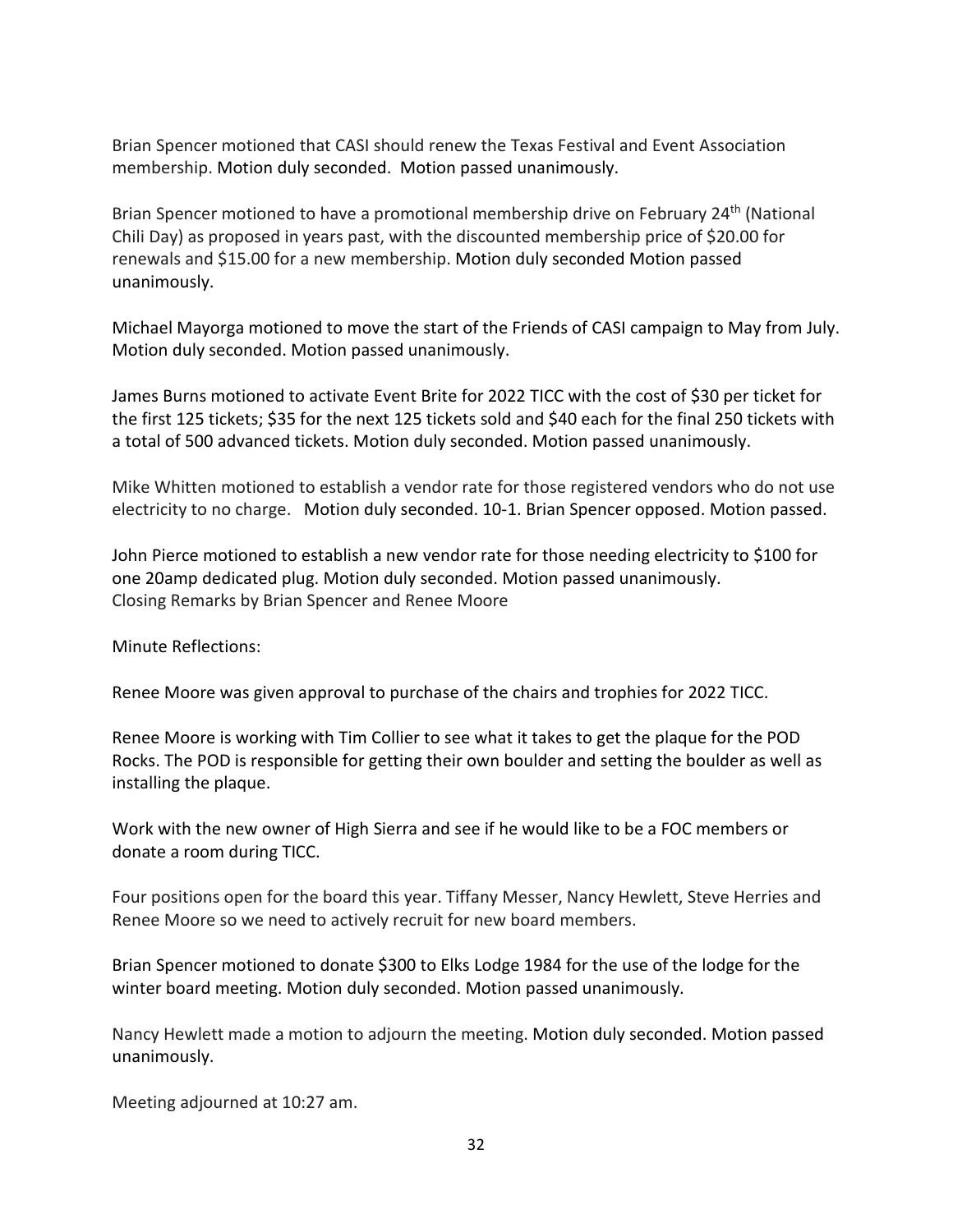Brian Spencer motioned that CASI should renew the Texas Festival and Event Association membership. Motion duly seconded. Motion passed unanimously.

Brian Spencer motioned to have a promotional membership drive on February 24th (National Chili Day) as proposed in years past, with the discounted membership price of $20.00 for renewals and $15.00 for a new membership. Motion duly seconded Motion passed unanimously.

Michael Mayorga motioned to move the start of the Friends of CASI campaign to May from July. Motion duly seconded. Motion passed unanimously.

James Burns motioned to activate Event Brite for 2022 TICC with the cost of $30 per ticket for the first 125 tickets; $35 for the next 125 tickets sold and $40 each for the final 250 tickets with a total of 500 advanced tickets. Motion duly seconded. Motion passed unanimously.

Mike Whitten motioned to establish a vendor rate for those registered vendors who do not use electricity to no charge. Motion duly seconded. 10-1. Brian Spencer opposed. Motion passed.

John Pierce motioned to establish a new vendor rate for those needing electricity to $100 for one 20amp dedicated plug. Motion duly seconded. Motion passed unanimously.
Closing Remarks by Brian Spencer and Renee Moore

Minute Reflections:

Renee Moore was given approval to purchase of the chairs and trophies for 2022 TICC.

Renee Moore is working with Tim Collier to see what it takes to get the plaque for the POD Rocks. The POD is responsible for getting their own boulder and setting the boulder as well as installing the plaque.

Work with the new owner of High Sierra and see if he would like to be a FOC members or donate a room during TICC.

Four positions open for the board this year. Tiffany Messer, Nancy Hewlett, Steve Herries and Renee Moore so we need to actively recruit for new board members.

Brian Spencer motioned to donate $300 to Elks Lodge 1984 for the use of the lodge for the winter board meeting. Motion duly seconded. Motion passed unanimously.

Nancy Hewlett made a motion to adjourn the meeting. Motion duly seconded. Motion passed unanimously.

Meeting adjourned at 10:27 am.